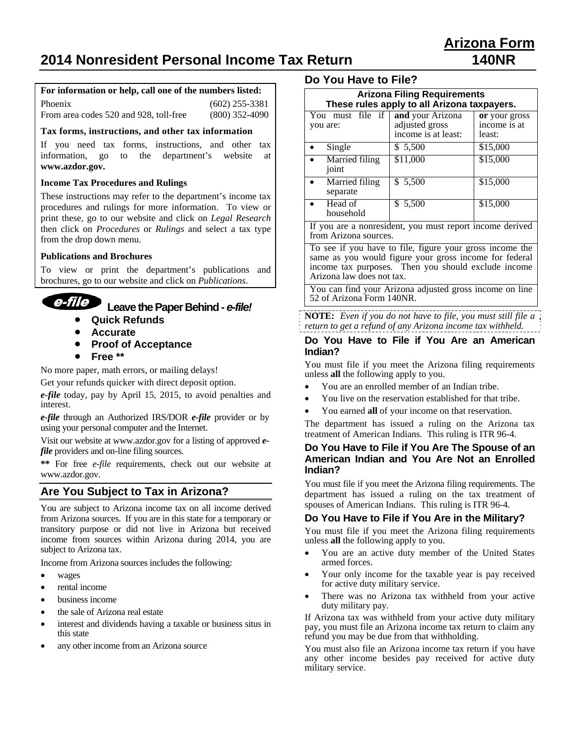# 2014 Nonresident Personal Income Tax Return

**Arizona Form 140NR**

**For information or help, call one of the numbers listed:**

| | |
|---|---|
| Phoenix | (602) 255-3381 |
| From area codes 520 and 928, toll-free | (800) 352-4090 |

**Tax forms, instructions, and other tax information**

If you need tax forms, instructions, and other tax information, go to the department's website at **www.azdor.gov.**

**Income Tax Procedures and Rulings**

These instructions may refer to the department's income tax procedures and rulings for more information. To view or print these, go to our website and click on *Legal Research* then click on *Procedures* or *Rulings* and select a tax type from the drop down menu.

**Publications and Brochures**

To view or print the department's publications and brochures, go to our website and click on *Publications*.

**e-file Leave the Paper Behind - *e-file!***

- **Quick Refunds**
- **Accurate**
- **Proof of Acceptance**
- **Free \*\***

No more paper, math errors, or mailing delays!

Get your refunds quicker with direct deposit option.

***e-file*** today, pay by April 15, 2015, to avoid penalties and interest.

***e-file*** through an Authorized IRS/DOR ***e-file*** provider or by using your personal computer and the Internet.

Visit our website at www.azdor.gov for a listing of approved ***e-file*** providers and on-line filing sources.

**\*\*** For free *e-file* requirements, check out our website at www.azdor.gov.

## Are You Subject to Tax in Arizona?

You are subject to Arizona income tax on all income derived from Arizona sources. If you are in this state for a temporary or transitory purpose or did not live in Arizona but received income from sources within Arizona during 2014, you are subject to Arizona tax.

Income from Arizona sources includes the following:

- wages
- rental income
- business income
- the sale of Arizona real estate
- interest and dividends having a taxable or business situs in this state
- any other income from an Arizona source

## Do You Have to File?

| **Arizona Filing Requirements These rules apply to all Arizona taxpayers.** | | |
|---|---|---|
| You must file if you are: | **and** your Arizona adjusted gross income is at least: | **or** your gross income is at least: |
| • Single | $ 5,500 | $15,000 |
| • Married filing joint | $11,000 | $15,000 |
| • Married filing separate | $ 5,500 | $15,000 |
| • Head of household | $ 5,500 | $15,000 |
| If you are a nonresident, you must report income derived from Arizona sources. | | |
| To see if you have to file, figure your gross income the same as you would figure your gross income for federal income tax purposes. Then you should exclude income Arizona law does not tax. | | |
| You can find your Arizona adjusted gross income on line 52 of Arizona Form 140NR. | | |

**NOTE:** *Even if you do not have to file, you must still file a return to get a refund of any Arizona income tax withheld.*

### Do You Have to File if You Are an American Indian?

You must file if you meet the Arizona filing requirements unless **all** the following apply to you.

- You are an enrolled member of an Indian tribe.
- You live on the reservation established for that tribe.
- You earned **all** of your income on that reservation.

The department has issued a ruling on the Arizona tax treatment of American Indians. This ruling is ITR 96-4.

### Do You Have to File if You Are The Spouse of an American Indian and You Are Not an Enrolled Indian?

You must file if you meet the Arizona filing requirements. The department has issued a ruling on the tax treatment of spouses of American Indians. This ruling is ITR 96-4.

### Do You Have to File if You Are in the Military?

You must file if you meet the Arizona filing requirements unless **all** the following apply to you.

- You are an active duty member of the United States armed forces.
- Your only income for the taxable year is pay received for active duty military service.
- There was no Arizona tax withheld from your active duty military pay.

If Arizona tax was withheld from your active duty military pay, you must file an Arizona income tax return to claim any refund you may be due from that withholding.

You must also file an Arizona income tax return if you have any other income besides pay received for active duty military service.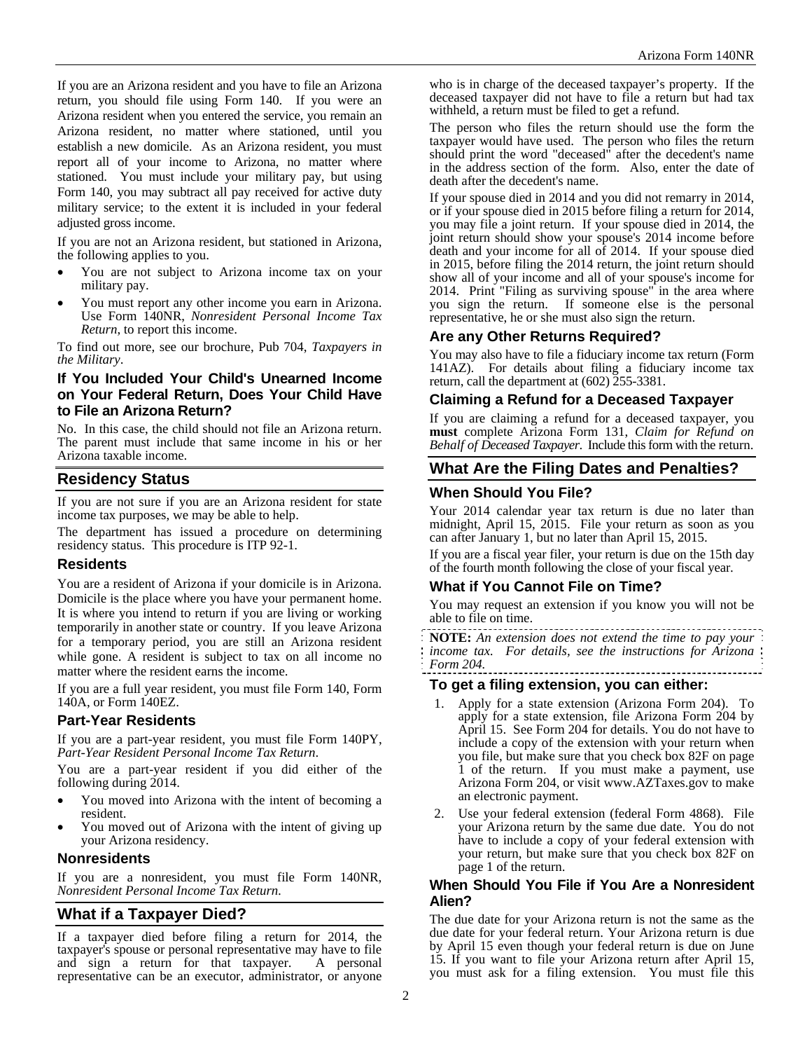If you are an Arizona resident and you have to file an Arizona return, you should file using Form 140. If you were an Arizona resident when you entered the service, you remain an Arizona resident, no matter where stationed, until you establish a new domicile. As an Arizona resident, you must report all of your income to Arizona, no matter where stationed. You must include your military pay, but using Form 140, you may subtract all pay received for active duty military service; to the extent it is included in your federal adjusted gross income.

If you are not an Arizona resident, but stationed in Arizona, the following applies to you.

- You are not subject to Arizona income tax on your military pay.
- You must report any other income you earn in Arizona. Use Form 140NR, *Nonresident Personal Income Tax Return*, to report this income.

To find out more, see our brochure, Pub 704, *Taxpayers in the Military*.

### If You Included Your Child's Unearned Income on Your Federal Return, Does Your Child Have to File an Arizona Return?

No. In this case, the child should not file an Arizona return. The parent must include that same income in his or her Arizona taxable income.

## Residency Status

If you are not sure if you are an Arizona resident for state income tax purposes, we may be able to help.

The department has issued a procedure on determining residency status. This procedure is ITP 92-1.

### Residents

You are a resident of Arizona if your domicile is in Arizona. Domicile is the place where you have your permanent home. It is where you intend to return if you are living or working temporarily in another state or country. If you leave Arizona for a temporary period, you are still an Arizona resident while gone. A resident is subject to tax on all income no matter where the resident earns the income.

If you are a full year resident, you must file Form 140, Form 140A, or Form 140EZ.

### Part-Year Residents

If you are a part-year resident, you must file Form 140PY, *Part-Year Resident Personal Income Tax Return*.

You are a part-year resident if you did either of the following during 2014.

- You moved into Arizona with the intent of becoming a resident.
- You moved out of Arizona with the intent of giving up your Arizona residency.

### Nonresidents

If you are a nonresident, you must file Form 140NR, *Nonresident Personal Income Tax Return*.

## What if a Taxpayer Died?

If a taxpayer died before filing a return for 2014, the taxpayer's spouse or personal representative may have to file and sign a return for that taxpayer. A personal representative can be an executor, administrator, or anyone who is in charge of the deceased taxpayer's property. If the deceased taxpayer did not have to file a return but had tax withheld, a return must be filed to get a refund.

The person who files the return should use the form the taxpayer would have used. The person who files the return should print the word "deceased" after the decedent's name in the address section of the form. Also, enter the date of death after the decedent's name.

If your spouse died in 2014 and you did not remarry in 2014, or if your spouse died in 2015 before filing a return for 2014, you may file a joint return. If your spouse died in 2014, the joint return should show your spouse's 2014 income before death and your income for all of 2014. If your spouse died in 2015, before filing the 2014 return, the joint return should show all of your income and all of your spouse's income for 2014. Print "Filing as surviving spouse" in the area where you sign the return. If someone else is the personal representative, he or she must also sign the return.

### Are any Other Returns Required?

You may also have to file a fiduciary income tax return (Form 141AZ). For details about filing a fiduciary income tax return, call the department at (602) 255-3381.

### Claiming a Refund for a Deceased Taxpayer

If you are claiming a refund for a deceased taxpayer, you **must** complete Arizona Form 131, *Claim for Refund on Behalf of Deceased Taxpayer.* Include this form with the return.

## What Are the Filing Dates and Penalties?

### When Should You File?

Your 2014 calendar year tax return is due no later than midnight, April 15, 2015. File your return as soon as you can after January 1, but no later than April 15, 2015.

If you are a fiscal year filer, your return is due on the 15th day of the fourth month following the close of your fiscal year.

### What if You Cannot File on Time?

You may request an extension if you know you will not be able to file on time.

**NOTE:** *An extension does not extend the time to pay your income tax. For details, see the instructions for Arizona Form 204.*

### To get a filing extension, you can either:

1. Apply for a state extension (Arizona Form 204). To apply for a state extension, file Arizona Form 204 by April 15. See Form 204 for details. You do not have to include a copy of the extension with your return when you file, but make sure that you check box 82F on page 1 of the return. If you must make a payment, use Arizona Form 204, or visit www.AZTaxes.gov to make an electronic payment.
2. Use your federal extension (federal Form 4868). File your Arizona return by the same due date. You do not have to include a copy of your federal extension with your return, but make sure that you check box 82F on page 1 of the return.

### When Should You File if You Are a Nonresident Alien?

The due date for your Arizona return is not the same as the due date for your federal return. Your Arizona return is due by April 15 even though your federal return is due on June 15. If you want to file your Arizona return after April 15, you must ask for a filing extension. You must file this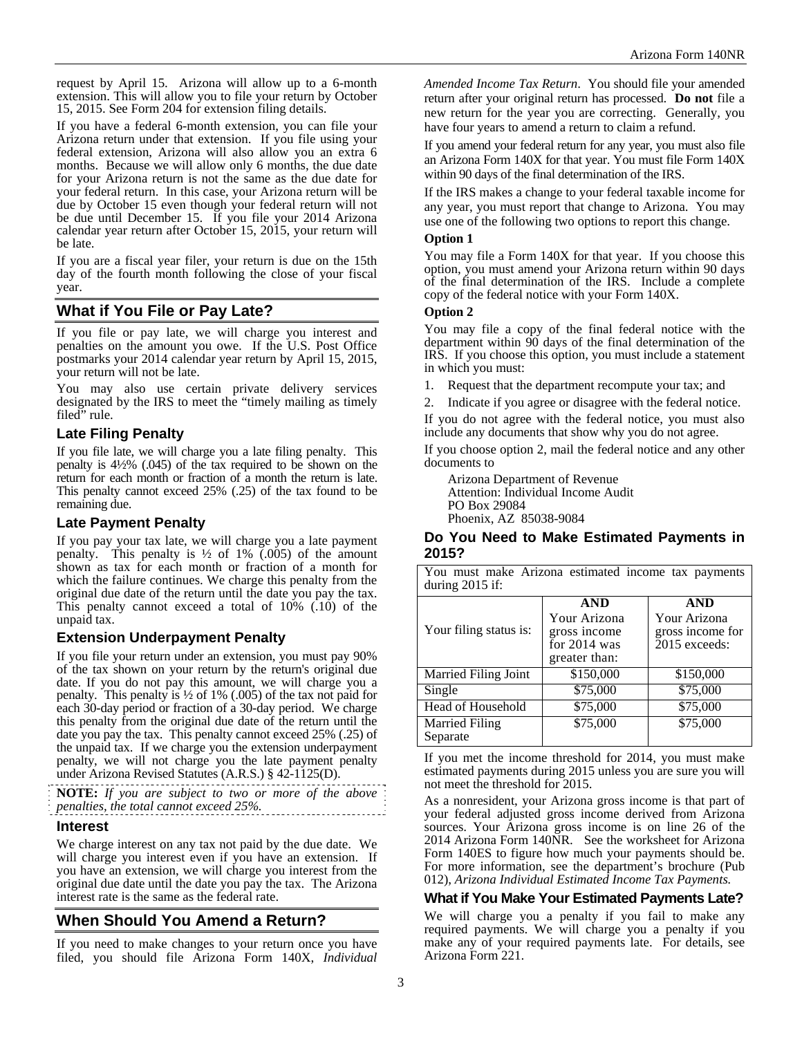request by April 15. Arizona will allow up to a 6-month extension. This will allow you to file your return by October 15, 2015. See Form 204 for extension filing details.

If you have a federal 6-month extension, you can file your Arizona return under that extension. If you file using your federal extension, Arizona will also allow you an extra 6 months. Because we will allow only 6 months, the due date for your Arizona return is not the same as the due date for your federal return. In this case, your Arizona return will be due by October 15 even though your federal return will not be due until December 15. If you file your 2014 Arizona calendar year return after October 15, 2015, your return will be late.

If you are a fiscal year filer, your return is due on the 15th day of the fourth month following the close of your fiscal year.

## What if You File or Pay Late?

If you file or pay late, we will charge you interest and penalties on the amount you owe. If the U.S. Post Office postmarks your 2014 calendar year return by April 15, 2015, your return will not be late.

You may also use certain private delivery services designated by the IRS to meet the "timely mailing as timely filed" rule.

### Late Filing Penalty

If you file late, we will charge you a late filing penalty. This penalty is 4½% (.045) of the tax required to be shown on the return for each month or fraction of a month the return is late. This penalty cannot exceed 25% (.25) of the tax found to be remaining due.

### Late Payment Penalty

If you pay your tax late, we will charge you a late payment penalty. This penalty is ½ of 1% (.005) of the amount shown as tax for each month or fraction of a month for which the failure continues. We charge this penalty from the original due date of the return until the date you pay the tax. This penalty cannot exceed a total of 10% (.10) of the unpaid tax.

### Extension Underpayment Penalty

If you file your return under an extension, you must pay 90% of the tax shown on your return by the return's original due date. If you do not pay this amount, we will charge you a penalty. This penalty is ½ of 1% (.005) of the tax not paid for each 30-day period or fraction of a 30-day period. We charge this penalty from the original due date of the return until the date you pay the tax. This penalty cannot exceed 25% (.25) of the unpaid tax. If we charge you the extension underpayment penalty, we will not charge you the late payment penalty under Arizona Revised Statutes (A.R.S.) § 42-1125(D).

**NOTE:** *If you are subject to two or more of the above penalties, the total cannot exceed 25%.*

### Interest

We charge interest on any tax not paid by the due date. We will charge you interest even if you have an extension. If you have an extension, we will charge you interest from the original due date until the date you pay the tax. The Arizona interest rate is the same as the federal rate.

## When Should You Amend a Return?

If you need to make changes to your return once you have filed, you should file Arizona Form 140X, *Individual Amended Income Tax Return*. You should file your amended return after your original return has processed. **Do not** file a new return for the year you are correcting. Generally, you have four years to amend a return to claim a refund.

If you amend your federal return for any year, you must also file an Arizona Form 140X for that year. You must file Form 140X within 90 days of the final determination of the IRS.

If the IRS makes a change to your federal taxable income for any year, you must report that change to Arizona. You may use one of the following two options to report this change.

**Option 1**

You may file a Form 140X for that year. If you choose this option, you must amend your Arizona return within 90 days of the final determination of the IRS. Include a complete copy of the federal notice with your Form 140X.

**Option 2**

You may file a copy of the final federal notice with the department within 90 days of the final determination of the IRS. If you choose this option, you must include a statement in which you must:

1. Request that the department recompute your tax; and
2. Indicate if you agree or disagree with the federal notice.

If you do not agree with the federal notice, you must also include any documents that show why you do not agree.

If you choose option 2, mail the federal notice and any other documents to

Arizona Department of Revenue
Attention: Individual Income Audit
PO Box 29084
Phoenix, AZ 85038-9084

## Do You Need to Make Estimated Payments in 2015?

You must make Arizona estimated income tax payments during 2015 if:

| Your filing status is: | **AND** Your Arizona gross income for 2014 was greater than: | **AND** Your Arizona gross income for 2015 exceeds: |
|---|---|---|
| Married Filing Joint | $150,000 | $150,000 |
| Single | $75,000 | $75,000 |
| Head of Household | $75,000 | $75,000 |
| Married Filing Separate | $75,000 | $75,000 |

If you met the income threshold for 2014, you must make estimated payments during 2015 unless you are sure you will not meet the threshold for 2015.

As a nonresident, your Arizona gross income is that part of your federal adjusted gross income derived from Arizona sources. Your Arizona gross income is on line 26 of the 2014 Arizona Form 140NR. See the worksheet for Arizona Form 140ES to figure how much your payments should be. For more information, see the department's brochure (Pub 012), *Arizona Individual Estimated Income Tax Payments.*

### What if You Make Your Estimated Payments Late?

We will charge you a penalty if you fail to make any required payments. We will charge you a penalty if you make any of your required payments late. For details, see Arizona Form 221.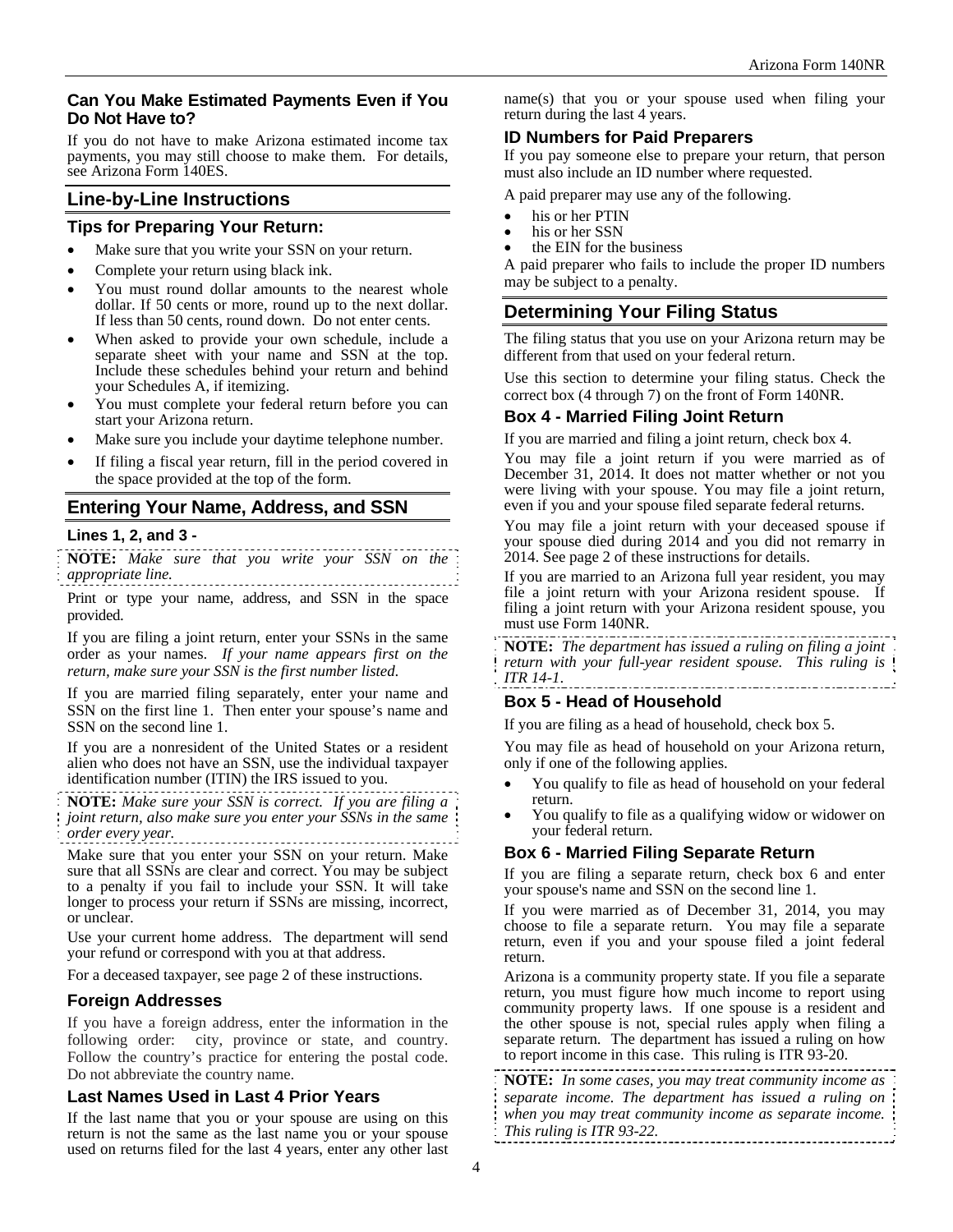### Can You Make Estimated Payments Even if You Do Not Have to?

If you do not have to make Arizona estimated income tax payments, you may still choose to make them. For details, see Arizona Form 140ES.

## Line-by-Line Instructions

### Tips for Preparing Your Return:

- Make sure that you write your SSN on your return.
- Complete your return using black ink.
- You must round dollar amounts to the nearest whole dollar. If 50 cents or more, round up to the next dollar. If less than 50 cents, round down. Do not enter cents.
- When asked to provide your own schedule, include a separate sheet with your name and SSN at the top. Include these schedules behind your return and behind your Schedules A, if itemizing.
- You must complete your federal return before you can start your Arizona return.
- Make sure you include your daytime telephone number.
- If filing a fiscal year return, fill in the period covered in the space provided at the top of the form.

## Entering Your Name, Address, and SSN

### Lines 1, 2, and 3 -

**NOTE:** *Make sure that you write your SSN on the appropriate line.*

Print or type your name, address, and SSN in the space provided.

If you are filing a joint return, enter your SSNs in the same order as your names. *If your name appears first on the return, make sure your SSN is the first number listed.*

If you are married filing separately, enter your name and SSN on the first line 1. Then enter your spouse's name and SSN on the second line 1.

If you are a nonresident of the United States or a resident alien who does not have an SSN, use the individual taxpayer identification number (ITIN) the IRS issued to you.

**NOTE:** *Make sure your SSN is correct. If you are filing a joint return, also make sure you enter your SSNs in the same order every year.*

Make sure that you enter your SSN on your return. Make sure that all SSNs are clear and correct. You may be subject to a penalty if you fail to include your SSN. It will take longer to process your return if SSNs are missing, incorrect, or unclear.

Use your current home address. The department will send your refund or correspond with you at that address.

For a deceased taxpayer, see page 2 of these instructions.

### Foreign Addresses

If you have a foreign address, enter the information in the following order: city, province or state, and country. Follow the country's practice for entering the postal code. Do not abbreviate the country name.

### Last Names Used in Last 4 Prior Years

If the last name that you or your spouse are using on this return is not the same as the last name you or your spouse used on returns filed for the last 4 years, enter any other last name(s) that you or your spouse used when filing your return during the last 4 years.

### ID Numbers for Paid Preparers

If you pay someone else to prepare your return, that person must also include an ID number where requested.

A paid preparer may use any of the following.

- his or her PTIN
- his or her SSN
- the EIN for the business

A paid preparer who fails to include the proper ID numbers may be subject to a penalty.

## Determining Your Filing Status

The filing status that you use on your Arizona return may be different from that used on your federal return.

Use this section to determine your filing status. Check the correct box (4 through 7) on the front of Form 140NR.

### Box 4 - Married Filing Joint Return

If you are married and filing a joint return, check box 4.

You may file a joint return if you were married as of December 31, 2014. It does not matter whether or not you were living with your spouse. You may file a joint return, even if you and your spouse filed separate federal returns.

You may file a joint return with your deceased spouse if your spouse died during 2014 and you did not remarry in 2014. See page 2 of these instructions for details.

If you are married to an Arizona full year resident, you may file a joint return with your Arizona resident spouse. If filing a joint return with your Arizona resident spouse, you must use Form 140NR.

**NOTE:** *The department has issued a ruling on filing a joint return with your full-year resident spouse. This ruling is ITR 14-1.*

### Box 5 - Head of Household

If you are filing as a head of household, check box 5.

You may file as head of household on your Arizona return, only if one of the following applies.

- You qualify to file as head of household on your federal return.
- You qualify to file as a qualifying widow or widower on your federal return.

### Box 6 - Married Filing Separate Return

If you are filing a separate return, check box 6 and enter your spouse's name and SSN on the second line 1.

If you were married as of December 31, 2014, you may choose to file a separate return. You may file a separate return, even if you and your spouse filed a joint federal return.

Arizona is a community property state. If you file a separate return, you must figure how much income to report using community property laws. If one spouse is a resident and the other spouse is not, special rules apply when filing a separate return. The department has issued a ruling on how to report income in this case. This ruling is ITR 93-20.

**NOTE:** *In some cases, you may treat community income as separate income. The department has issued a ruling on when you may treat community income as separate income. This ruling is ITR 93-22.*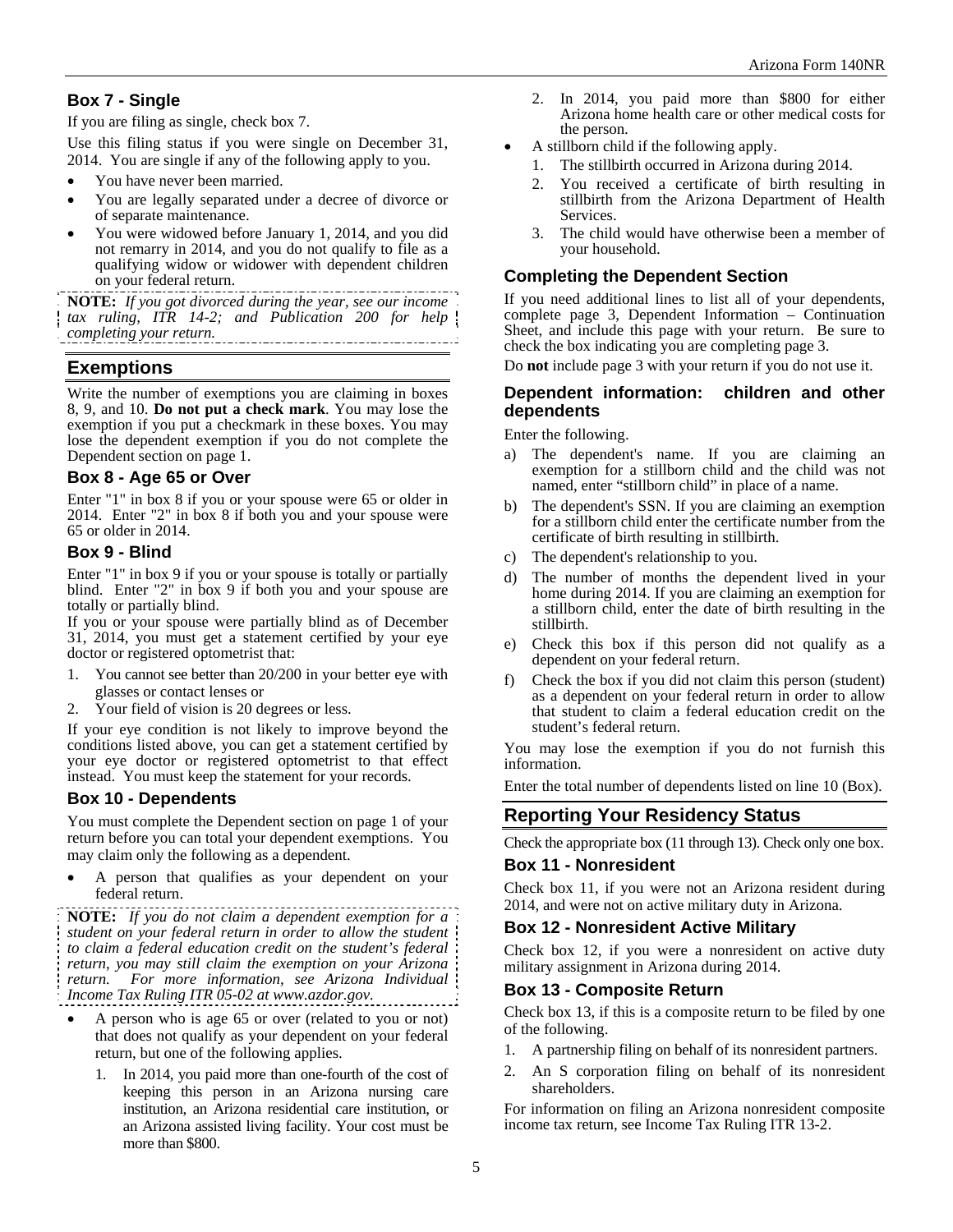### Box 7 - Single

If you are filing as single, check box 7.

Use this filing status if you were single on December 31, 2014. You are single if any of the following apply to you.

- You have never been married.
- You are legally separated under a decree of divorce or of separate maintenance.
- You were widowed before January 1, 2014, and you did not remarry in 2014, and you do not qualify to file as a qualifying widow or widower with dependent children on your federal return.

**NOTE:** *If you got divorced during the year, see our income tax ruling, ITR 14-2; and Publication 200 for help completing your return.*

## Exemptions

Write the number of exemptions you are claiming in boxes 8, 9, and 10. **Do not put a check mark**. You may lose the exemption if you put a checkmark in these boxes. You may lose the dependent exemption if you do not complete the Dependent section on page 1.

### Box 8 - Age 65 or Over

Enter "1" in box 8 if you or your spouse were 65 or older in 2014. Enter "2" in box 8 if both you and your spouse were 65 or older in 2014.

### Box 9 - Blind

Enter "1" in box 9 if you or your spouse is totally or partially blind. Enter "2" in box 9 if both you and your spouse are totally or partially blind.

If you or your spouse were partially blind as of December 31, 2014, you must get a statement certified by your eye doctor or registered optometrist that:

1. You cannot see better than 20/200 in your better eye with glasses or contact lenses or
2. Your field of vision is 20 degrees or less.

If your eye condition is not likely to improve beyond the conditions listed above, you can get a statement certified by your eye doctor or registered optometrist to that effect instead. You must keep the statement for your records.

### Box 10 - Dependents

You must complete the Dependent section on page 1 of your return before you can total your dependent exemptions. You may claim only the following as a dependent.

- A person that qualifies as your dependent on your federal return.

**NOTE:** *If you do not claim a dependent exemption for a student on your federal return in order to allow the student to claim a federal education credit on the student's federal return, you may still claim the exemption on your Arizona return. For more information, see Arizona Individual Income Tax Ruling ITR 05-02 at www.azdor.gov.*

- A person who is age 65 or over (related to you or not) that does not qualify as your dependent on your federal return, but one of the following applies.
  1. In 2014, you paid more than one-fourth of the cost of keeping this person in an Arizona nursing care institution, an Arizona residential care institution, or an Arizona assisted living facility. Your cost must be more than $800.
  2. In 2014, you paid more than $800 for either Arizona home health care or other medical costs for the person.
- A stillborn child if the following apply.
  1. The stillbirth occurred in Arizona during 2014.
  2. You received a certificate of birth resulting in stillbirth from the Arizona Department of Health Services.
  3. The child would have otherwise been a member of your household.

### Completing the Dependent Section

If you need additional lines to list all of your dependents, complete page 3, Dependent Information – Continuation Sheet, and include this page with your return. Be sure to check the box indicating you are completing page 3.

Do **not** include page 3 with your return if you do not use it.

### Dependent information: children and other dependents

Enter the following.

a) The dependent's name. If you are claiming an exemption for a stillborn child and the child was not named, enter "stillborn child" in place of a name.
b) The dependent's SSN. If you are claiming an exemption for a stillborn child enter the certificate number from the certificate of birth resulting in stillbirth.
c) The dependent's relationship to you.
d) The number of months the dependent lived in your home during 2014. If you are claiming an exemption for a stillborn child, enter the date of birth resulting in the stillbirth.
e) Check this box if this person did not qualify as a dependent on your federal return.
f) Check the box if you did not claim this person (student) as a dependent on your federal return in order to allow that student to claim a federal education credit on the student's federal return.

You may lose the exemption if you do not furnish this information.

Enter the total number of dependents listed on line 10 (Box).

## Reporting Your Residency Status

Check the appropriate box (11 through 13). Check only one box.

### Box 11 - Nonresident

Check box 11, if you were not an Arizona resident during 2014, and were not on active military duty in Arizona.

### Box 12 - Nonresident Active Military

Check box 12, if you were a nonresident on active duty military assignment in Arizona during 2014.

### Box 13 - Composite Return

Check box 13, if this is a composite return to be filed by one of the following.

1. A partnership filing on behalf of its nonresident partners.
2. An S corporation filing on behalf of its nonresident shareholders.

For information on filing an Arizona nonresident composite income tax return, see Income Tax Ruling ITR 13-2.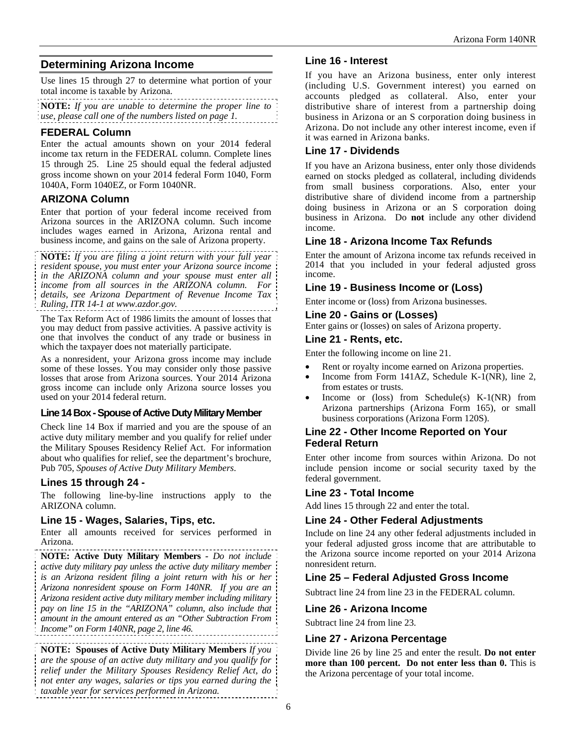## Determining Arizona Income

Use lines 15 through 27 to determine what portion of your total income is taxable by Arizona.

**NOTE:** *If you are unable to determine the proper line to use, please call one of the numbers listed on page 1.*

### FEDERAL Column

Enter the actual amounts shown on your 2014 federal income tax return in the FEDERAL column. Complete lines 15 through 25. Line 25 should equal the federal adjusted gross income shown on your 2014 federal Form 1040, Form 1040A, Form 1040EZ, or Form 1040NR.

### ARIZONA Column

Enter that portion of your federal income received from Arizona sources in the ARIZONA column. Such income includes wages earned in Arizona, Arizona rental and business income, and gains on the sale of Arizona property.

**NOTE:** *If you are filing a joint return with your full year resident spouse, you must enter your Arizona source income in the ARIZONA column and your spouse must enter all income from all sources in the ARIZONA column. For details, see Arizona Department of Revenue Income Tax Ruling, ITR 14-1 at www.azdor.gov.*

The Tax Reform Act of 1986 limits the amount of losses that you may deduct from passive activities. A passive activity is one that involves the conduct of any trade or business in which the taxpayer does not materially participate.

As a nonresident, your Arizona gross income may include some of these losses. You may consider only those passive losses that arose from Arizona sources. Your 2014 Arizona gross income can include only Arizona source losses you used on your 2014 federal return.

### Line 14 Box - Spouse of Active Duty Military Member

Check line 14 Box if married and you are the spouse of an active duty military member and you qualify for relief under the Military Spouses Residency Relief Act. For information about who qualifies for relief, see the department's brochure, Pub 705, *Spouses of Active Duty Military Members*.

### Lines 15 through 24 -

The following line-by-line instructions apply to the ARIZONA column.

### Line 15 - Wages, Salaries, Tips, etc.

Enter all amounts received for services performed in Arizona.

**NOTE: Active Duty Military Members -** *Do not include active duty military pay unless the active duty military member is an Arizona resident filing a joint return with his or her Arizona nonresident spouse on Form 140NR. If you are an Arizona resident active duty military member including military pay on line 15 in the "ARIZONA" column, also include that amount in the amount entered as an "Other Subtraction From Income" on Form 140NR, page 2, line 46.*

**NOTE: Spouses of Active Duty Military Members** *If you are the spouse of an active duty military and you qualify for relief under the Military Spouses Residency Relief Act, do not enter any wages, salaries or tips you earned during the taxable year for services performed in Arizona.*

### Line 16 - Interest

If you have an Arizona business, enter only interest (including U.S. Government interest) you earned on accounts pledged as collateral. Also, enter your distributive share of interest from a partnership doing business in Arizona or an S corporation doing business in Arizona. Do not include any other interest income, even if it was earned in Arizona banks.

### Line 17 - Dividends

If you have an Arizona business, enter only those dividends earned on stocks pledged as collateral, including dividends from small business corporations. Also, enter your distributive share of dividend income from a partnership doing business in Arizona or an S corporation doing business in Arizona. Do **not** include any other dividend income.

### Line 18 - Arizona Income Tax Refunds

Enter the amount of Arizona income tax refunds received in 2014 that you included in your federal adjusted gross income.

### Line 19 - Business Income or (Loss)

Enter income or (loss) from Arizona businesses.

### Line 20 - Gains or (Losses)

Enter gains or (losses) on sales of Arizona property.

### Line 21 - Rents, etc.

Enter the following income on line 21.

- Rent or royalty income earned on Arizona properties.
- Income from Form 141AZ, Schedule K-1(NR), line 2, from estates or trusts.
- Income or (loss) from Schedule(s) K-1(NR) from Arizona partnerships (Arizona Form 165), or small business corporations (Arizona Form 120S).

### Line 22 - Other Income Reported on Your Federal Return

Enter other income from sources within Arizona. Do not include pension income or social security taxed by the federal government.

### Line 23 - Total Income

Add lines 15 through 22 and enter the total.

### Line 24 - Other Federal Adjustments

Include on line 24 any other federal adjustments included in your federal adjusted gross income that are attributable to the Arizona source income reported on your 2014 Arizona nonresident return.

### Line 25 – Federal Adjusted Gross Income

Subtract line 24 from line 23 in the FEDERAL column.

### Line 26 - Arizona Income

Subtract line 24 from line 23.

### Line 27 - Arizona Percentage

Divide line 26 by line 25 and enter the result. **Do not enter more than 100 percent. Do not enter less than 0.** This is the Arizona percentage of your total income.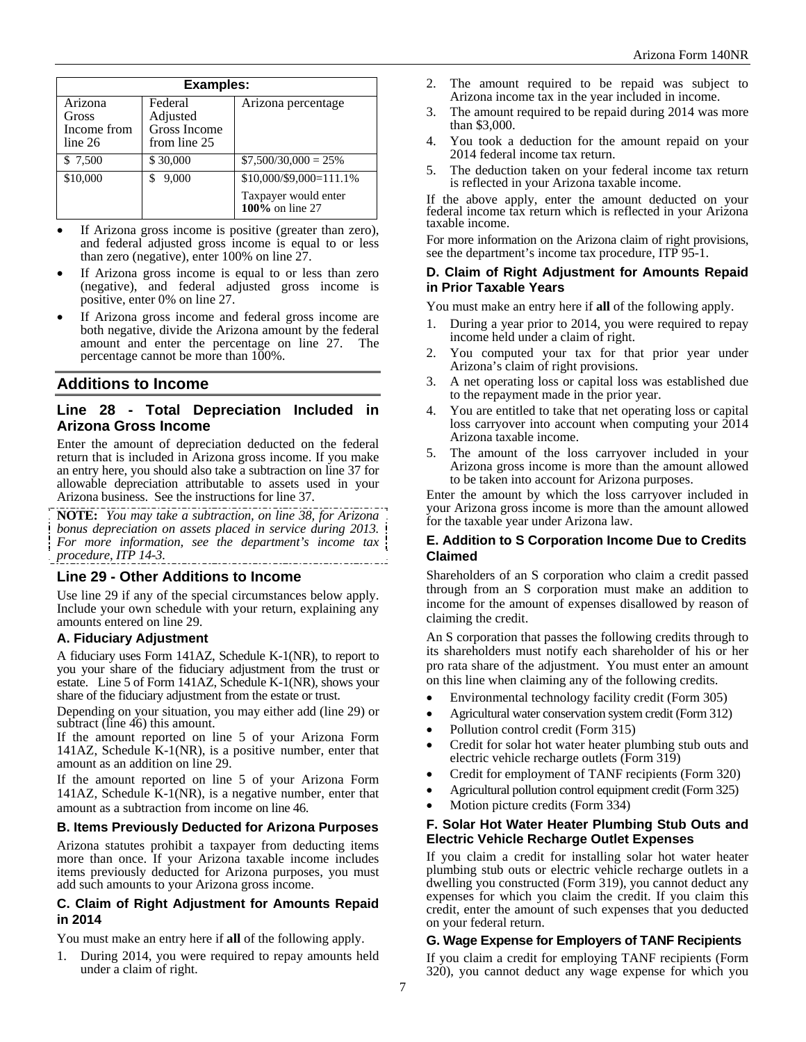| Examples: | | |
|---|---|---|
| Arizona Gross Income from line 26 | Federal Adjusted Gross Income from line 25 | Arizona percentage |
| $ 7,500 | $ 30,000 | $7,500/30,000 = 25% |
| $10,000 | $ 9,000 | $10,000/$9,000=111.1%<br>Taxpayer would enter **100%** on line 27 |

- If Arizona gross income is positive (greater than zero), and federal adjusted gross income is equal to or less than zero (negative), enter 100% on line 27.
- If Arizona gross income is equal to or less than zero (negative), and federal adjusted gross income is positive, enter 0% on line 27.
- If Arizona gross income and federal gross income are both negative, divide the Arizona amount by the federal amount and enter the percentage on line 27. The percentage cannot be more than 100%.

## Additions to Income

### Line 28 - Total Depreciation Included in Arizona Gross Income

Enter the amount of depreciation deducted on the federal return that is included in Arizona gross income. If you make an entry here, you should also take a subtraction on line 37 for allowable depreciation attributable to assets used in your Arizona business. See the instructions for line 37.

**NOTE:** *You may take a subtraction, on line 38, for Arizona bonus depreciation on assets placed in service during 2013. For more information, see the department's income tax procedure, ITP 14-3.*

### Line 29 - Other Additions to Income

Use line 29 if any of the special circumstances below apply. Include your own schedule with your return, explaining any amounts entered on line 29.

#### A. Fiduciary Adjustment

A fiduciary uses Form 141AZ, Schedule K-1(NR), to report to you your share of the fiduciary adjustment from the trust or estate. Line 5 of Form 141AZ, Schedule K-1(NR), shows your share of the fiduciary adjustment from the estate or trust.

Depending on your situation, you may either add (line 29) or subtract (line 46) this amount.

If the amount reported on line 5 of your Arizona Form 141AZ, Schedule K-1(NR), is a positive number, enter that amount as an addition on line 29.

If the amount reported on line 5 of your Arizona Form 141AZ, Schedule K-1(NR), is a negative number, enter that amount as a subtraction from income on line 46.

#### B. Items Previously Deducted for Arizona Purposes

Arizona statutes prohibit a taxpayer from deducting items more than once. If your Arizona taxable income includes items previously deducted for Arizona purposes, you must add such amounts to your Arizona gross income.

#### C. Claim of Right Adjustment for Amounts Repaid in 2014

You must make an entry here if **all** of the following apply.

1. During 2014, you were required to repay amounts held under a claim of right.
2. The amount required to be repaid was subject to Arizona income tax in the year included in income.
3. The amount required to be repaid during 2014 was more than $3,000.
4. You took a deduction for the amount repaid on your 2014 federal income tax return.
5. The deduction taken on your federal income tax return is reflected in your Arizona taxable income.

If the above apply, enter the amount deducted on your federal income tax return which is reflected in your Arizona taxable income.

For more information on the Arizona claim of right provisions, see the department's income tax procedure, ITP 95-1.

#### D. Claim of Right Adjustment for Amounts Repaid in Prior Taxable Years

You must make an entry here if **all** of the following apply.

1. During a year prior to 2014, you were required to repay income held under a claim of right.
2. You computed your tax for that prior year under Arizona's claim of right provisions.
3. A net operating loss or capital loss was established due to the repayment made in the prior year.
4. You are entitled to take that net operating loss or capital loss carryover into account when computing your 2014 Arizona taxable income.
5. The amount of the loss carryover included in your Arizona gross income is more than the amount allowed to be taken into account for Arizona purposes.

Enter the amount by which the loss carryover included in your Arizona gross income is more than the amount allowed for the taxable year under Arizona law.

#### E. Addition to S Corporation Income Due to Credits Claimed

Shareholders of an S corporation who claim a credit passed through from an S corporation must make an addition to income for the amount of expenses disallowed by reason of claiming the credit.

An S corporation that passes the following credits through to its shareholders must notify each shareholder of his or her pro rata share of the adjustment. You must enter an amount on this line when claiming any of the following credits.

- Environmental technology facility credit (Form 305)
- Agricultural water conservation system credit (Form 312)
- Pollution control credit (Form 315)
- Credit for solar hot water heater plumbing stub outs and electric vehicle recharge outlets (Form 319)
- Credit for employment of TANF recipients (Form 320)
- Agricultural pollution control equipment credit (Form 325)
- Motion picture credits (Form 334)

#### F. Solar Hot Water Heater Plumbing Stub Outs and Electric Vehicle Recharge Outlet Expenses

If you claim a credit for installing solar hot water heater plumbing stub outs or electric vehicle recharge outlets in a dwelling you constructed (Form 319), you cannot deduct any expenses for which you claim the credit. If you claim this credit, enter the amount of such expenses that you deducted on your federal return.

#### G. Wage Expense for Employers of TANF Recipients

If you claim a credit for employing TANF recipients (Form 320), you cannot deduct any wage expense for which you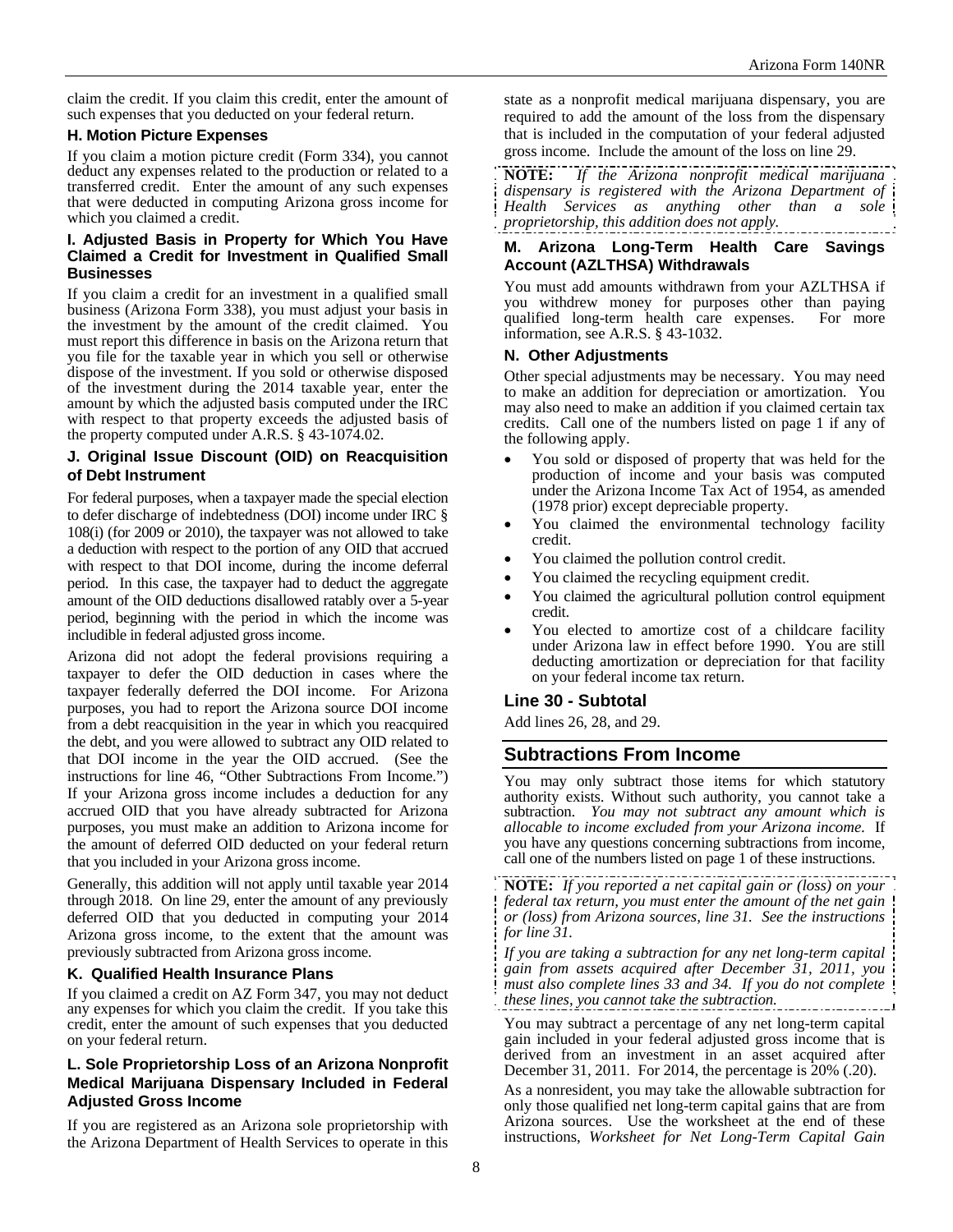claim the credit. If you claim this credit, enter the amount of such expenses that you deducted on your federal return.

### H. Motion Picture Expenses

If you claim a motion picture credit (Form 334), you cannot deduct any expenses related to the production or related to a transferred credit. Enter the amount of any such expenses that were deducted in computing Arizona gross income for which you claimed a credit.

### I. Adjusted Basis in Property for Which You Have Claimed a Credit for Investment in Qualified Small Businesses

If you claim a credit for an investment in a qualified small business (Arizona Form 338), you must adjust your basis in the investment by the amount of the credit claimed. You must report this difference in basis on the Arizona return that you file for the taxable year in which you sell or otherwise dispose of the investment. If you sold or otherwise disposed of the investment during the 2014 taxable year, enter the amount by which the adjusted basis computed under the IRC with respect to that property exceeds the adjusted basis of the property computed under A.R.S. § 43-1074.02.

### J. Original Issue Discount (OID) on Reacquisition of Debt Instrument

For federal purposes, when a taxpayer made the special election to defer discharge of indebtedness (DOI) income under IRC § 108(i) (for 2009 or 2010), the taxpayer was not allowed to take a deduction with respect to the portion of any OID that accrued with respect to that DOI income, during the income deferral period. In this case, the taxpayer had to deduct the aggregate amount of the OID deductions disallowed ratably over a 5-year period, beginning with the period in which the income was includible in federal adjusted gross income.

Arizona did not adopt the federal provisions requiring a taxpayer to defer the OID deduction in cases where the taxpayer federally deferred the DOI income. For Arizona purposes, you had to report the Arizona source DOI income from a debt reacquisition in the year in which you reacquired the debt, and you were allowed to subtract any OID related to that DOI income in the year the OID accrued. (See the instructions for line 46, "Other Subtractions From Income.") If your Arizona gross income includes a deduction for any accrued OID that you have already subtracted for Arizona purposes, you must make an addition to Arizona income for the amount of deferred OID deducted on your federal return that you included in your Arizona gross income.

Generally, this addition will not apply until taxable year 2014 through 2018. On line 29, enter the amount of any previously deferred OID that you deducted in computing your 2014 Arizona gross income, to the extent that the amount was previously subtracted from Arizona gross income.

### K. Qualified Health Insurance Plans

If you claimed a credit on AZ Form 347, you may not deduct any expenses for which you claim the credit. If you take this credit, enter the amount of such expenses that you deducted on your federal return.

### L. Sole Proprietorship Loss of an Arizona Nonprofit Medical Marijuana Dispensary Included in Federal Adjusted Gross Income

If you are registered as an Arizona sole proprietorship with the Arizona Department of Health Services to operate in this state as a nonprofit medical marijuana dispensary, you are required to add the amount of the loss from the dispensary that is included in the computation of your federal adjusted gross income. Include the amount of the loss on line 29.

**NOTE:** *If the Arizona nonprofit medical marijuana dispensary is registered with the Arizona Department of Health Services as anything other than a sole proprietorship, this addition does not apply.*

### M. Arizona Long-Term Health Care Savings Account (AZLTHSA) Withdrawals

You must add amounts withdrawn from your AZLTHSA if you withdrew money for purposes other than paying qualified long-term health care expenses. For more information, see A.R.S. § 43-1032.

### N. Other Adjustments

Other special adjustments may be necessary. You may need to make an addition for depreciation or amortization. You may also need to make an addition if you claimed certain tax credits. Call one of the numbers listed on page 1 if any of the following apply.

- You sold or disposed of property that was held for the production of income and your basis was computed under the Arizona Income Tax Act of 1954, as amended (1978 prior) except depreciable property.
- You claimed the environmental technology facility credit.
- You claimed the pollution control credit.
- You claimed the recycling equipment credit.
- You claimed the agricultural pollution control equipment credit.
- You elected to amortize cost of a childcare facility under Arizona law in effect before 1990. You are still deducting amortization or depreciation for that facility on your federal income tax return.

## Line 30 - Subtotal

Add lines 26, 28, and 29.

## Subtractions From Income

You may only subtract those items for which statutory authority exists. Without such authority, you cannot take a subtraction. *You may not subtract any amount which is allocable to income excluded from your Arizona income.* If you have any questions concerning subtractions from income, call one of the numbers listed on page 1 of these instructions.

**NOTE:** *If you reported a net capital gain or (loss) on your federal tax return, you must enter the amount of the net gain or (loss) from Arizona sources, line 31. See the instructions for line 31.*

*If you are taking a subtraction for any net long-term capital gain from assets acquired after December 31, 2011, you must also complete lines 33 and 34. If you do not complete these lines, you cannot take the subtraction.*

You may subtract a percentage of any net long-term capital gain included in your federal adjusted gross income that is derived from an investment in an asset acquired after December 31, 2011. For 2014, the percentage is 20% (.20).

As a nonresident, you may take the allowable subtraction for only those qualified net long-term capital gains that are from Arizona sources. Use the worksheet at the end of these instructions, *Worksheet for Net Long-Term Capital Gain*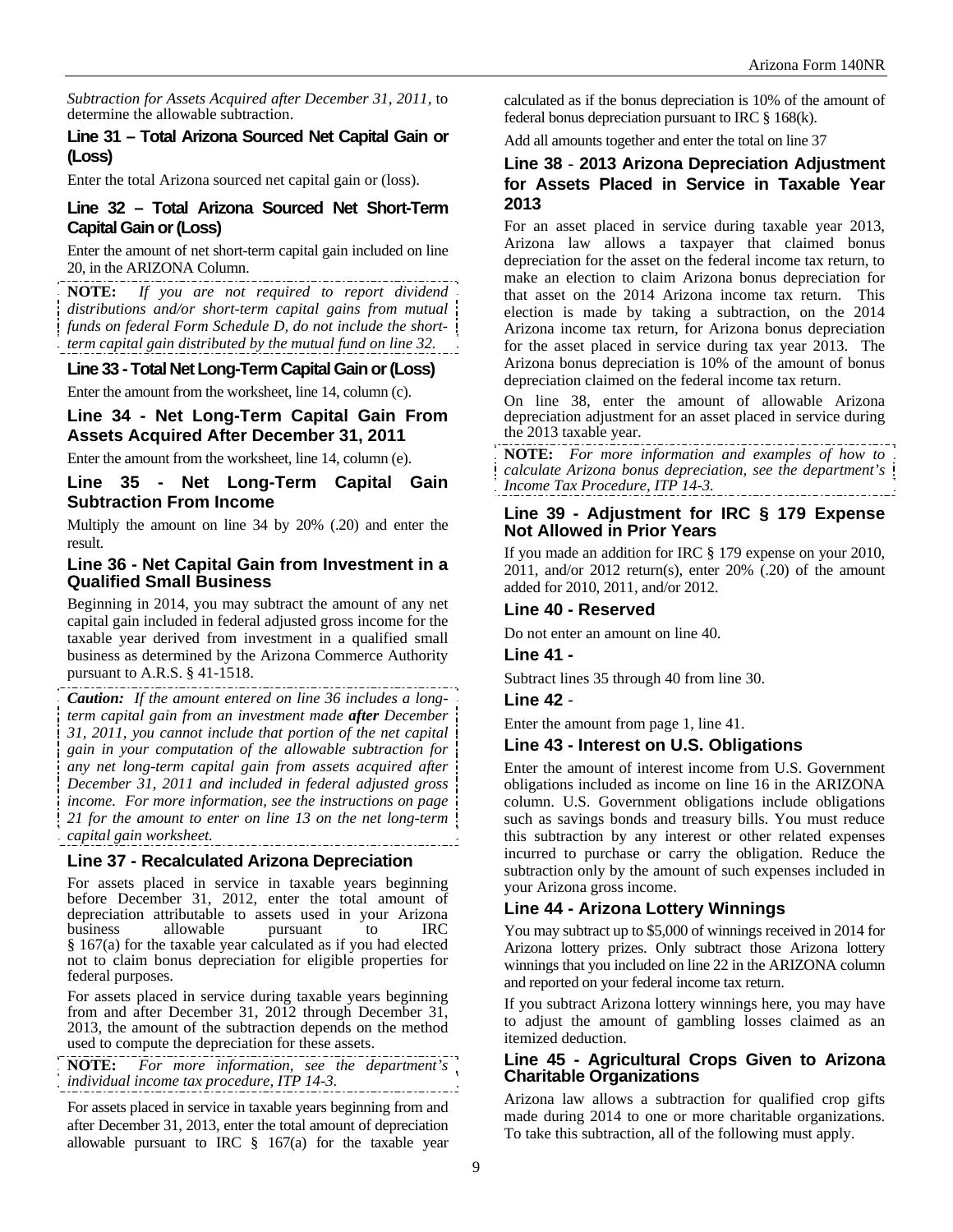*Subtraction for Assets Acquired after December 31, 2011,* to determine the allowable subtraction.

### Line 31 – Total Arizona Sourced Net Capital Gain or (Loss)

Enter the total Arizona sourced net capital gain or (loss).

### Line 32 – Total Arizona Sourced Net Short-Term Capital Gain or (Loss)

Enter the amount of net short-term capital gain included on line 20, in the ARIZONA Column.

**NOTE:** *If you are not required to report dividend distributions and/or short-term capital gains from mutual funds on federal Form Schedule D, do not include the short-term capital gain distributed by the mutual fund on line 32.*

### Line 33 - Total Net Long-Term Capital Gain or (Loss)

Enter the amount from the worksheet, line 14, column (c).

### Line 34 - Net Long-Term Capital Gain From Assets Acquired After December 31, 2011

Enter the amount from the worksheet, line 14, column (e).

### Line 35 - Net Long-Term Capital Gain Subtraction From Income

Multiply the amount on line 34 by 20% (.20) and enter the result.

### Line 36 - Net Capital Gain from Investment in a Qualified Small Business

Beginning in 2014, you may subtract the amount of any net capital gain included in federal adjusted gross income for the taxable year derived from investment in a qualified small business as determined by the Arizona Commerce Authority pursuant to A.R.S. § 41-1518.

***Caution:*** *If the amount entered on line 36 includes a long-term capital gain from an investment made **after** December 31, 2011, you cannot include that portion of the net capital gain in your computation of the allowable subtraction for any net long-term capital gain from assets acquired after December 31, 2011 and included in federal adjusted gross income. For more information, see the instructions on page 21 for the amount to enter on line 13 on the net long-term capital gain worksheet.*

### Line 37 - Recalculated Arizona Depreciation

For assets placed in service in taxable years beginning before December 31, 2012, enter the total amount of depreciation attributable to assets used in your Arizona business allowable pursuant to IRC § 167(a) for the taxable year calculated as if you had elected not to claim bonus depreciation for eligible properties for federal purposes.

For assets placed in service during taxable years beginning from and after December 31, 2012 through December 31, 2013, the amount of the subtraction depends on the method used to compute the depreciation for these assets.

**NOTE:** *For more information, see the department's individual income tax procedure, ITP 14-3.*

For assets placed in service in taxable years beginning from and after December 31, 2013, enter the total amount of depreciation allowable pursuant to IRC § 167(a) for the taxable year calculated as if the bonus depreciation is 10% of the amount of federal bonus depreciation pursuant to IRC § 168(k).

Add all amounts together and enter the total on line 37

### Line 38 - 2013 Arizona Depreciation Adjustment for Assets Placed in Service in Taxable Year 2013

For an asset placed in service during taxable year 2013, Arizona law allows a taxpayer that claimed bonus depreciation for the asset on the federal income tax return, to make an election to claim Arizona bonus depreciation for that asset on the 2014 Arizona income tax return. This election is made by taking a subtraction, on the 2014 Arizona income tax return, for Arizona bonus depreciation for the asset placed in service during tax year 2013. The Arizona bonus depreciation is 10% of the amount of bonus depreciation claimed on the federal income tax return.

On line 38, enter the amount of allowable Arizona depreciation adjustment for an asset placed in service during the 2013 taxable year.

**NOTE:** *For more information and examples of how to calculate Arizona bonus depreciation, see the department's Income Tax Procedure, ITP 14-3.*

### Line 39 - Adjustment for IRC § 179 Expense Not Allowed in Prior Years

If you made an addition for IRC § 179 expense on your 2010, 2011, and/or 2012 return(s), enter 20% (.20) of the amount added for 2010, 2011, and/or 2012.

### Line 40 - Reserved

Do not enter an amount on line 40.

### Line 41 -

Subtract lines 35 through 40 from line 30.

### Line 42 -

Enter the amount from page 1, line 41.

### Line 43 - Interest on U.S. Obligations

Enter the amount of interest income from U.S. Government obligations included as income on line 16 in the ARIZONA column. U.S. Government obligations include obligations such as savings bonds and treasury bills. You must reduce this subtraction by any interest or other related expenses incurred to purchase or carry the obligation. Reduce the subtraction only by the amount of such expenses included in your Arizona gross income.

### Line 44 - Arizona Lottery Winnings

You may subtract up to $5,000 of winnings received in 2014 for Arizona lottery prizes. Only subtract those Arizona lottery winnings that you included on line 22 in the ARIZONA column and reported on your federal income tax return.

If you subtract Arizona lottery winnings here, you may have to adjust the amount of gambling losses claimed as an itemized deduction.

### Line 45 - Agricultural Crops Given to Arizona Charitable Organizations

Arizona law allows a subtraction for qualified crop gifts made during 2014 to one or more charitable organizations. To take this subtraction, all of the following must apply.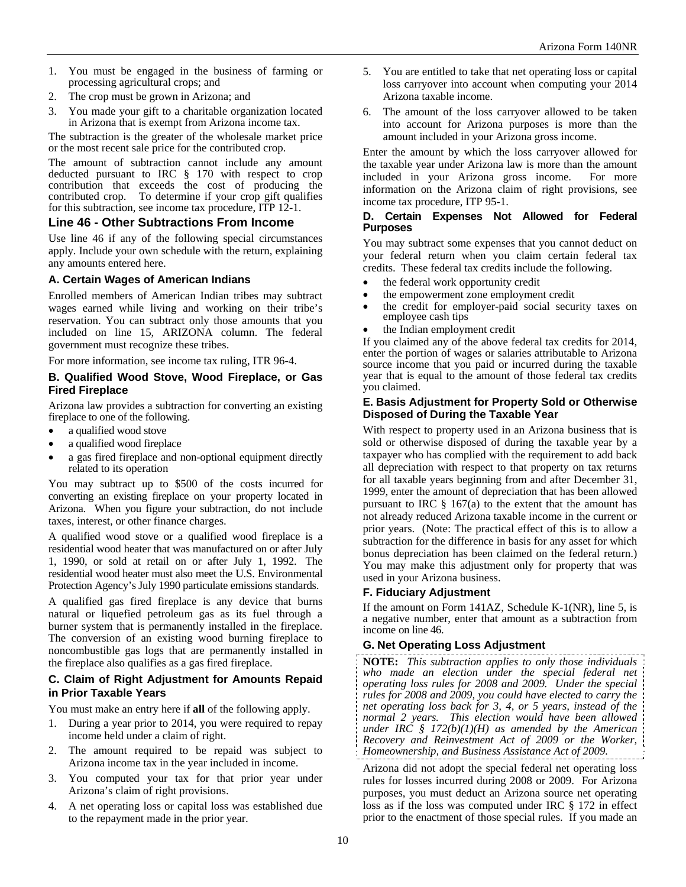1. You must be engaged in the business of farming or processing agricultural crops; and
2. The crop must be grown in Arizona; and
3. You made your gift to a charitable organization located in Arizona that is exempt from Arizona income tax.

The subtraction is the greater of the wholesale market price or the most recent sale price for the contributed crop.

The amount of subtraction cannot include any amount deducted pursuant to IRC § 170 with respect to crop contribution that exceeds the cost of producing the contributed crop. To determine if your crop gift qualifies for this subtraction, see income tax procedure, ITP 12-1.

## Line 46 - Other Subtractions From Income

Use line 46 if any of the following special circumstances apply. Include your own schedule with the return, explaining any amounts entered here.

### A. Certain Wages of American Indians

Enrolled members of American Indian tribes may subtract wages earned while living and working on their tribe's reservation. You can subtract only those amounts that you included on line 15, ARIZONA column. The federal government must recognize these tribes.

For more information, see income tax ruling, ITR 96-4.

### B. Qualified Wood Stove, Wood Fireplace, or Gas Fired Fireplace

Arizona law provides a subtraction for converting an existing fireplace to one of the following.

- a qualified wood stove
- a qualified wood fireplace
- a gas fired fireplace and non-optional equipment directly related to its operation

You may subtract up to $500 of the costs incurred for converting an existing fireplace on your property located in Arizona. When you figure your subtraction, do not include taxes, interest, or other finance charges.

A qualified wood stove or a qualified wood fireplace is a residential wood heater that was manufactured on or after July 1, 1990, or sold at retail on or after July 1, 1992. The residential wood heater must also meet the U.S. Environmental Protection Agency's July 1990 particulate emissions standards.

A qualified gas fired fireplace is any device that burns natural or liquefied petroleum gas as its fuel through a burner system that is permanently installed in the fireplace. The conversion of an existing wood burning fireplace to noncombustible gas logs that are permanently installed in the fireplace also qualifies as a gas fired fireplace.

### C. Claim of Right Adjustment for Amounts Repaid in Prior Taxable Years

You must make an entry here if **all** of the following apply.

1. During a year prior to 2014, you were required to repay income held under a claim of right.
2. The amount required to be repaid was subject to Arizona income tax in the year included in income.
3. You computed your tax for that prior year under Arizona's claim of right provisions.
4. A net operating loss or capital loss was established due to the repayment made in the prior year.
5. You are entitled to take that net operating loss or capital loss carryover into account when computing your 2014 Arizona taxable income.
6. The amount of the loss carryover allowed to be taken into account for Arizona purposes is more than the amount included in your Arizona gross income.

Enter the amount by which the loss carryover allowed for the taxable year under Arizona law is more than the amount included in your Arizona gross income. For more information on the Arizona claim of right provisions, see income tax procedure, ITP 95-1.

### D. Certain Expenses Not Allowed for Federal Purposes

You may subtract some expenses that you cannot deduct on your federal return when you claim certain federal tax credits. These federal tax credits include the following.

- the federal work opportunity credit
- the empowerment zone employment credit
- the credit for employer-paid social security taxes on employee cash tips
- the Indian employment credit

If you claimed any of the above federal tax credits for 2014, enter the portion of wages or salaries attributable to Arizona source income that you paid or incurred during the taxable year that is equal to the amount of those federal tax credits you claimed.

### E. Basis Adjustment for Property Sold or Otherwise Disposed of During the Taxable Year

With respect to property used in an Arizona business that is sold or otherwise disposed of during the taxable year by a taxpayer who has complied with the requirement to add back all depreciation with respect to that property on tax returns for all taxable years beginning from and after December 31, 1999, enter the amount of depreciation that has been allowed pursuant to IRC § 167(a) to the extent that the amount has not already reduced Arizona taxable income in the current or prior years. (Note: The practical effect of this is to allow a subtraction for the difference in basis for any asset for which bonus depreciation has been claimed on the federal return.) You may make this adjustment only for property that was used in your Arizona business.

### F. Fiduciary Adjustment

If the amount on Form 141AZ, Schedule K-1(NR), line 5, is a negative number, enter that amount as a subtraction from income on line 46.

### G. Net Operating Loss Adjustment

**NOTE:** *This subtraction applies to only those individuals who made an election under the special federal net operating loss rules for 2008 and 2009. Under the special rules for 2008 and 2009, you could have elected to carry the net operating loss back for 3, 4, or 5 years, instead of the normal 2 years. This election would have been allowed under IRC § 172(b)(1)(H) as amended by the American Recovery and Reinvestment Act of 2009 or the Worker, Homeownership, and Business Assistance Act of 2009.*

Arizona did not adopt the special federal net operating loss rules for losses incurred during 2008 or 2009. For Arizona purposes, you must deduct an Arizona source net operating loss as if the loss was computed under IRC § 172 in effect prior to the enactment of those special rules. If you made an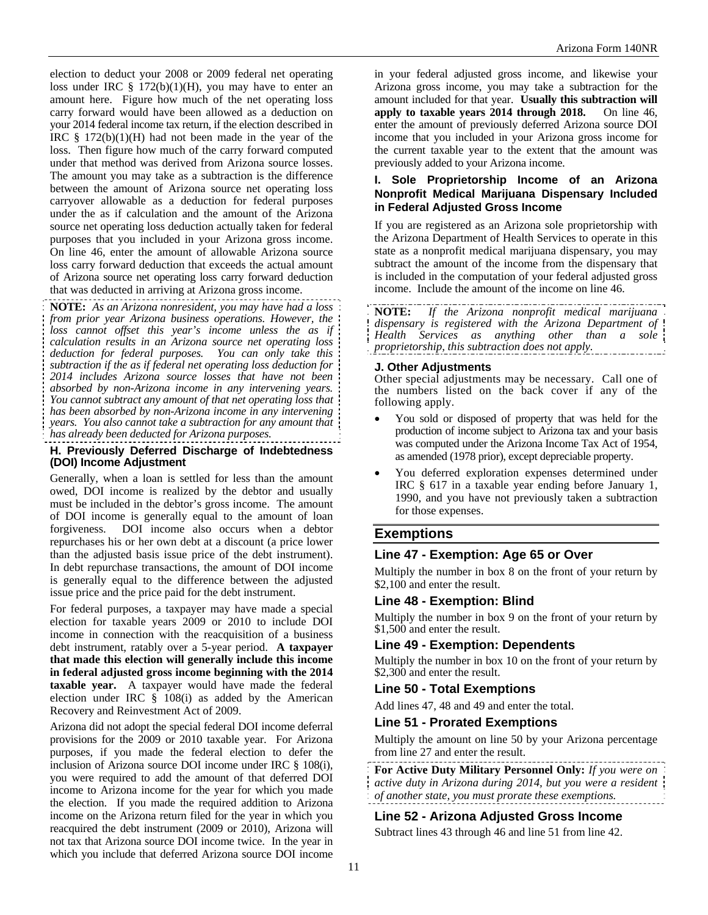election to deduct your 2008 or 2009 federal net operating loss under IRC § 172(b)(1)(H), you may have to enter an amount here. Figure how much of the net operating loss carry forward would have been allowed as a deduction on your 2014 federal income tax return, if the election described in IRC § 172(b)(1)(H) had not been made in the year of the loss. Then figure how much of the carry forward computed under that method was derived from Arizona source losses. The amount you may take as a subtraction is the difference between the amount of Arizona source net operating loss carryover allowable as a deduction for federal purposes under the as if calculation and the amount of the Arizona source net operating loss deduction actually taken for federal purposes that you included in your Arizona gross income. On line 46, enter the amount of allowable Arizona source loss carry forward deduction that exceeds the actual amount of Arizona source net operating loss carry forward deduction that was deducted in arriving at Arizona gross income.

**NOTE:** *As an Arizona nonresident, you may have had a loss from prior year Arizona business operations. However, the loss cannot offset this year's income unless the as if calculation results in an Arizona source net operating loss deduction for federal purposes. You can only take this subtraction if the as if federal net operating loss deduction for 2014 includes Arizona source losses that have not been absorbed by non-Arizona income in any intervening years. You cannot subtract any amount of that net operating loss that has been absorbed by non-Arizona income in any intervening years. You also cannot take a subtraction for any amount that has already been deducted for Arizona purposes.*

### H. Previously Deferred Discharge of Indebtedness (DOI) Income Adjustment

Generally, when a loan is settled for less than the amount owed, DOI income is realized by the debtor and usually must be included in the debtor's gross income. The amount of DOI income is generally equal to the amount of loan forgiveness. DOI income also occurs when a debtor repurchases his or her own debt at a discount (a price lower than the adjusted basis issue price of the debt instrument). In debt repurchase transactions, the amount of DOI income is generally equal to the difference between the adjusted issue price and the price paid for the debt instrument.

For federal purposes, a taxpayer may have made a special election for taxable years 2009 or 2010 to include DOI income in connection with the reacquisition of a business debt instrument, ratably over a 5-year period. **A taxpayer that made this election will generally include this income in federal adjusted gross income beginning with the 2014 taxable year.** A taxpayer would have made the federal election under IRC § 108(i) as added by the American Recovery and Reinvestment Act of 2009.

Arizona did not adopt the special federal DOI income deferral provisions for the 2009 or 2010 taxable year. For Arizona purposes, if you made the federal election to defer the inclusion of Arizona source DOI income under IRC § 108(i), you were required to add the amount of that deferred DOI income to Arizona income for the year for which you made the election. If you made the required addition to Arizona income on the Arizona return filed for the year in which you reacquired the debt instrument (2009 or 2010), Arizona will not tax that Arizona source DOI income twice. In the year in which you include that deferred Arizona source DOI income in your federal adjusted gross income, and likewise your Arizona gross income, you may take a subtraction for the amount included for that year. **Usually this subtraction will apply to taxable years 2014 through 2018.** On line 46, enter the amount of previously deferred Arizona source DOI income that you included in your Arizona gross income for the current taxable year to the extent that the amount was previously added to your Arizona income.

### I. Sole Proprietorship Income of an Arizona Nonprofit Medical Marijuana Dispensary Included in Federal Adjusted Gross Income

If you are registered as an Arizona sole proprietorship with the Arizona Department of Health Services to operate in this state as a nonprofit medical marijuana dispensary, you may subtract the amount of the income from the dispensary that is included in the computation of your federal adjusted gross income. Include the amount of the income on line 46.

**NOTE:** *If the Arizona nonprofit medical marijuana dispensary is registered with the Arizona Department of Health Services as anything other than a sole proprietorship, this subtraction does not apply.*

### J. Other Adjustments

Other special adjustments may be necessary. Call one of the numbers listed on the back cover if any of the following apply.

- You sold or disposed of property that was held for the production of income subject to Arizona tax and your basis was computed under the Arizona Income Tax Act of 1954, as amended (1978 prior), except depreciable property.
- You deferred exploration expenses determined under IRC § 617 in a taxable year ending before January 1, 1990, and you have not previously taken a subtraction for those expenses.

## Exemptions

### Line 47 - Exemption: Age 65 or Over

Multiply the number in box 8 on the front of your return by $2,100 and enter the result.

### Line 48 - Exemption: Blind

Multiply the number in box 9 on the front of your return by $1,500 and enter the result.

### Line 49 - Exemption: Dependents

Multiply the number in box 10 on the front of your return by $2,300 and enter the result.

### Line 50 - Total Exemptions

Add lines 47, 48 and 49 and enter the total.

### Line 51 - Prorated Exemptions

Multiply the amount on line 50 by your Arizona percentage from line 27 and enter the result.

**For Active Duty Military Personnel Only:** *If you were on active duty in Arizona during 2014, but you were a resident of another state, you must prorate these exemptions.*

### Line 52 - Arizona Adjusted Gross Income

Subtract lines 43 through 46 and line 51 from line 42.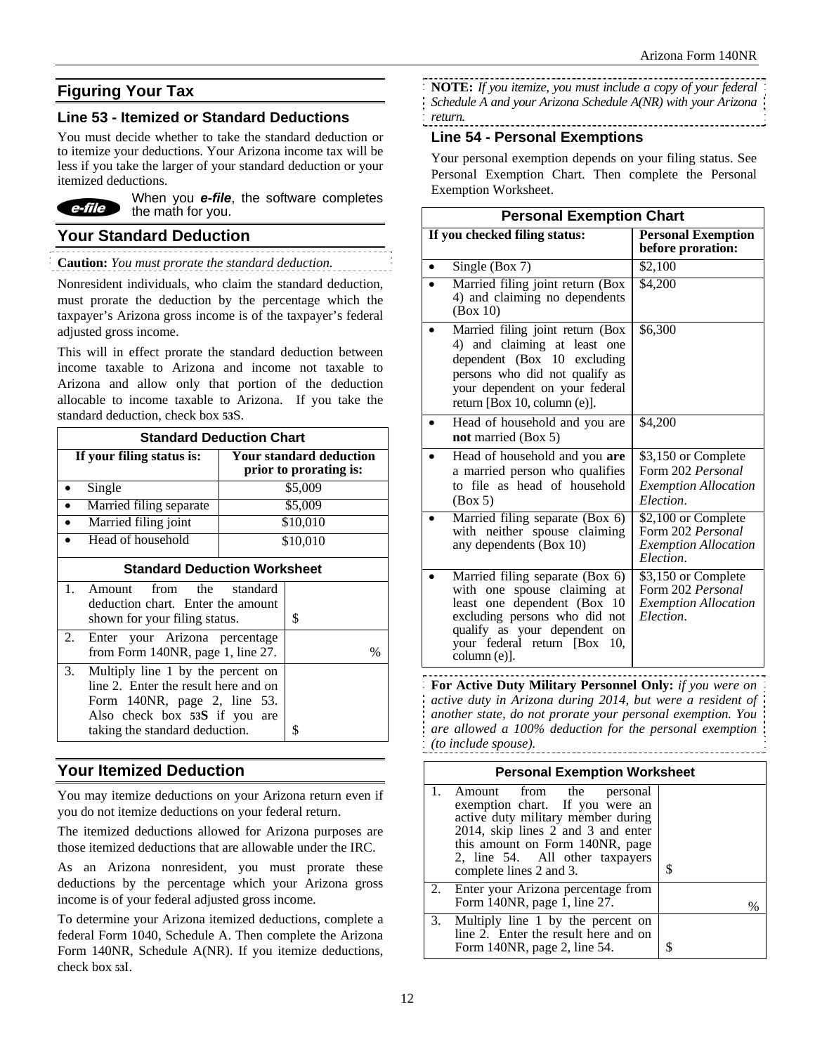## Figuring Your Tax

### Line 53 - Itemized or Standard Deductions

You must decide whether to take the standard deduction or to itemize your deductions. Your Arizona income tax will be less if you take the larger of your standard deduction or your itemized deductions.

*e-file* When you ***e-file***, the software completes the math for you.

## Your Standard Deduction

**Caution:** *You must prorate the standard deduction.*

Nonresident individuals, who claim the standard deduction, must prorate the deduction by the percentage which the taxpayer's Arizona gross income is of the taxpayer's federal adjusted gross income.

This will in effect prorate the standard deduction between income taxable to Arizona and income not taxable to Arizona and allow only that portion of the deduction allocable to income taxable to Arizona. If you take the standard deduction, check box 53S.

**Standard Deduction Chart**

| If your filing status is: | Your standard deduction prior to prorating is: |
|---|---|
| • Single | $5,009 |
| • Married filing separate | $5,009 |
| • Married filing joint | $10,010 |
| • Head of household | $10,010 |

**Standard Deduction Worksheet**

| | | |
|---|---|---|
| 1. | Amount from the standard deduction chart. Enter the amount shown for your filing status. | $ |
| 2. | Enter your Arizona percentage from Form 140NR, page 1, line 27. | % |
| 3. | Multiply line 1 by the percent on line 2. Enter the result here and on Form 140NR, page 2, line 53. Also check box 53S if you are taking the standard deduction. | $ |

## Your Itemized Deduction

You may itemize deductions on your Arizona return even if you do not itemize deductions on your federal return.

The itemized deductions allowed for Arizona purposes are those itemized deductions that are allowable under the IRC.

As an Arizona nonresident, you must prorate these deductions by the percentage which your Arizona gross income is of your federal adjusted gross income.

To determine your Arizona itemized deductions, complete a federal Form 1040, Schedule A. Then complete the Arizona Form 140NR, Schedule A(NR). If you itemize deductions, check box 53I.

**NOTE:** *If you itemize, you must include a copy of your federal Schedule A and your Arizona Schedule A(NR) with your Arizona return.*

### Line 54 - Personal Exemptions

Your personal exemption depends on your filing status. See Personal Exemption Chart. Then complete the Personal Exemption Worksheet.

**Personal Exemption Chart**

| If you checked filing status: | Personal Exemption before proration: |
|---|---|
| • Single (Box 7) | $2,100 |
| • Married filing joint return (Box 4) and claiming no dependents (Box 10) | $4,200 |
| • Married filing joint return (Box 4) and claiming at least one dependent (Box 10 excluding persons who did not qualify as your dependent on your federal return [Box 10, column (e)]. | $6,300 |
| • Head of household and you are **not** married (Box 5) | $4,200 |
| • Head of household and you **are** a married person who qualifies to file as head of household (Box 5) | $3,150 or Complete Form 202 *Personal Exemption Allocation Election*. |
| • Married filing separate (Box 6) with neither spouse claiming any dependents (Box 10) | $2,100 or Complete Form 202 *Personal Exemption Allocation Election*. |
| • Married filing separate (Box 6) with one spouse claiming at least one dependent (Box 10 excluding persons who did not qualify as your dependent on your federal return [Box 10, column (e)]. | $3,150 or Complete Form 202 *Personal Exemption Allocation Election*. |

**For Active Duty Military Personnel Only:** *if you were on active duty in Arizona during 2014, but were a resident of another state, do not prorate your personal exemption. You are allowed a 100% deduction for the personal exemption (to include spouse).*

**Personal Exemption Worksheet**

| | | |
|---|---|---|
| 1. | Amount from the personal exemption chart. If you were an active duty military member during 2014, skip lines 2 and 3 and enter this amount on Form 140NR, page 2, line 54. All other taxpayers complete lines 2 and 3. | $ |
| 2. | Enter your Arizona percentage from Form 140NR, page 1, line 27. | % |
| 3. | Multiply line 1 by the percent on line 2. Enter the result here and on Form 140NR, page 2, line 54. | $ |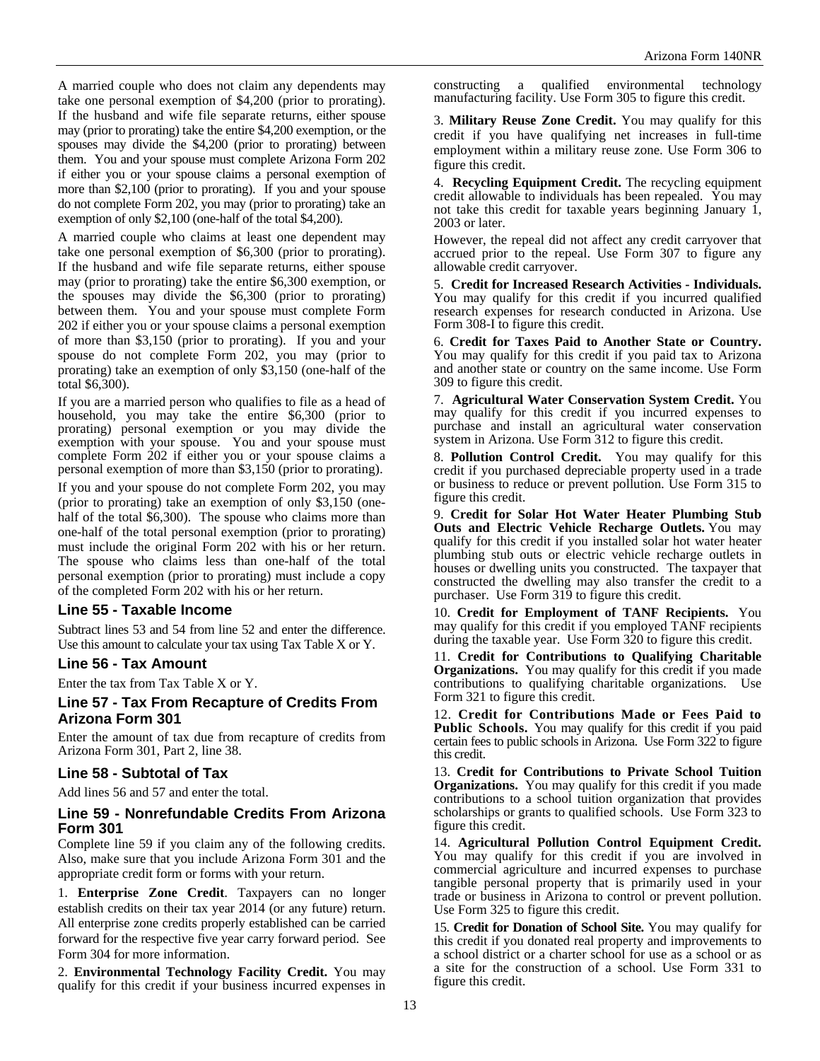A married couple who does not claim any dependents may take one personal exemption of $4,200 (prior to prorating). If the husband and wife file separate returns, either spouse may (prior to prorating) take the entire $4,200 exemption, or the spouses may divide the $4,200 (prior to prorating) between them. You and your spouse must complete Arizona Form 202 if either you or your spouse claims a personal exemption of more than $2,100 (prior to prorating). If you and your spouse do not complete Form 202, you may (prior to prorating) take an exemption of only $2,100 (one-half of the total $4,200).

A married couple who claims at least one dependent may take one personal exemption of $6,300 (prior to prorating). If the husband and wife file separate returns, either spouse may (prior to prorating) take the entire $6,300 exemption, or the spouses may divide the $6,300 (prior to prorating) between them. You and your spouse must complete Form 202 if either you or your spouse claims a personal exemption of more than $3,150 (prior to prorating). If you and your spouse do not complete Form 202, you may (prior to prorating) take an exemption of only $3,150 (one-half of the total $6,300).

If you are a married person who qualifies to file as a head of household, you may take the entire $6,300 (prior to prorating) personal exemption or you may divide the exemption with your spouse. You and your spouse must complete Form 202 if either you or your spouse claims a personal exemption of more than $3,150 (prior to prorating).

If you and your spouse do not complete Form 202, you may (prior to prorating) take an exemption of only $3,150 (one-half of the total $6,300). The spouse who claims more than one-half of the total personal exemption (prior to prorating) must include the original Form 202 with his or her return. The spouse who claims less than one-half of the total personal exemption (prior to prorating) must include a copy of the completed Form 202 with his or her return.

### Line 55 - Taxable Income

Subtract lines 53 and 54 from line 52 and enter the difference. Use this amount to calculate your tax using Tax Table X or Y.

### Line 56 - Tax Amount

Enter the tax from Tax Table X or Y.

### Line 57 - Tax From Recapture of Credits From Arizona Form 301

Enter the amount of tax due from recapture of credits from Arizona Form 301, Part 2, line 38.

### Line 58 - Subtotal of Tax

Add lines 56 and 57 and enter the total.

### Line 59 - Nonrefundable Credits From Arizona Form 301

Complete line 59 if you claim any of the following credits. Also, make sure that you include Arizona Form 301 and the appropriate credit form or forms with your return.

1. **Enterprise Zone Credit**. Taxpayers can no longer establish credits on their tax year 2014 (or any future) return. All enterprise zone credits properly established can be carried forward for the respective five year carry forward period. See Form 304 for more information.

2. **Environmental Technology Facility Credit.** You may qualify for this credit if your business incurred expenses in constructing a qualified environmental technology manufacturing facility. Use Form 305 to figure this credit.

3. **Military Reuse Zone Credit.** You may qualify for this credit if you have qualifying net increases in full-time employment within a military reuse zone. Use Form 306 to figure this credit.

4. **Recycling Equipment Credit.** The recycling equipment credit allowable to individuals has been repealed. You may not take this credit for taxable years beginning January 1, 2003 or later.

However, the repeal did not affect any credit carryover that accrued prior to the repeal. Use Form 307 to figure any allowable credit carryover.

5. **Credit for Increased Research Activities - Individuals.** You may qualify for this credit if you incurred qualified research expenses for research conducted in Arizona. Use Form 308-I to figure this credit.

6. **Credit for Taxes Paid to Another State or Country.** You may qualify for this credit if you paid tax to Arizona and another state or country on the same income. Use Form 309 to figure this credit.

7. **Agricultural Water Conservation System Credit.** You may qualify for this credit if you incurred expenses to purchase and install an agricultural water conservation system in Arizona. Use Form 312 to figure this credit.

8. **Pollution Control Credit.** You may qualify for this credit if you purchased depreciable property used in a trade or business to reduce or prevent pollution. Use Form 315 to figure this credit.

9. **Credit for Solar Hot Water Heater Plumbing Stub Outs and Electric Vehicle Recharge Outlets.** You may qualify for this credit if you installed solar hot water heater plumbing stub outs or electric vehicle recharge outlets in houses or dwelling units you constructed. The taxpayer that constructed the dwelling may also transfer the credit to a purchaser. Use Form 319 to figure this credit.

10. **Credit for Employment of TANF Recipients.** You may qualify for this credit if you employed TANF recipients during the taxable year. Use Form 320 to figure this credit.

11. **Credit for Contributions to Qualifying Charitable Organizations.** You may qualify for this credit if you made contributions to qualifying charitable organizations. Use Form 321 to figure this credit.

12. **Credit for Contributions Made or Fees Paid to Public Schools.** You may qualify for this credit if you paid certain fees to public schools in Arizona. Use Form 322 to figure this credit.

13. **Credit for Contributions to Private School Tuition Organizations.** You may qualify for this credit if you made contributions to a school tuition organization that provides scholarships or grants to qualified schools. Use Form 323 to figure this credit.

14. **Agricultural Pollution Control Equipment Credit.** You may qualify for this credit if you are involved in commercial agriculture and incurred expenses to purchase tangible personal property that is primarily used in your trade or business in Arizona to control or prevent pollution. Use Form 325 to figure this credit.

15. **Credit for Donation of School Site.** You may qualify for this credit if you donated real property and improvements to a school district or a charter school for use as a school or as a site for the construction of a school. Use Form 331 to figure this credit.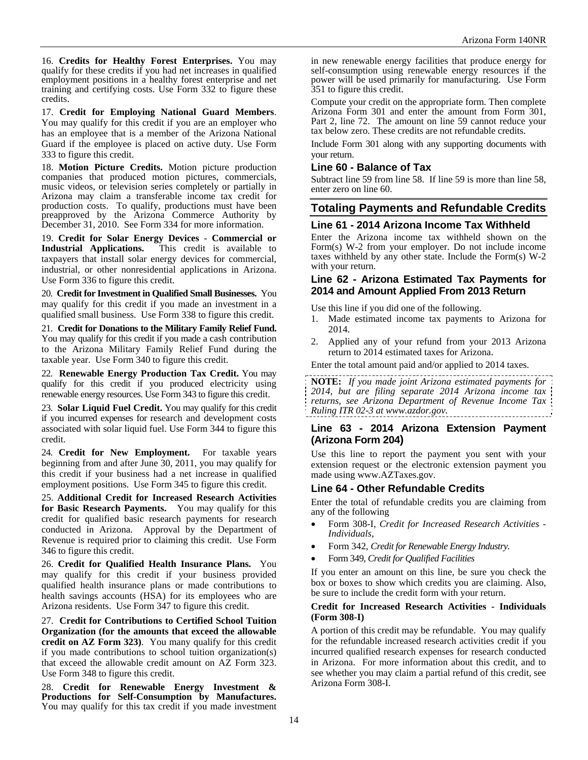16. **Credits for Healthy Forest Enterprises.** You may qualify for these credits if you had net increases in qualified employment positions in a healthy forest enterprise and net training and certifying costs. Use Form 332 to figure these credits.

17. **Credit for Employing National Guard Members**. You may qualify for this credit if you are an employer who has an employee that is a member of the Arizona National Guard if the employee is placed on active duty. Use Form 333 to figure this credit.

18. **Motion Picture Credits.** Motion picture production companies that produced motion pictures, commercials, music videos, or television series completely or partially in Arizona may claim a transferable income tax credit for production costs. To qualify, productions must have been preapproved by the Arizona Commerce Authority by December 31, 2010. See Form 334 for more information.

19. **Credit for Solar Energy Devices - Commercial or Industrial Applications.** This credit is available to taxpayers that install solar energy devices for commercial, industrial, or other nonresidential applications in Arizona. Use Form 336 to figure this credit.

20. **Credit for Investment in Qualified Small Businesses.** You may qualify for this credit if you made an investment in a qualified small business. Use Form 338 to figure this credit.

21. **Credit for Donations to the Military Family Relief Fund.** You may qualify for this credit if you made a cash contribution to the Arizona Military Family Relief Fund during the taxable year. Use Form 340 to figure this credit.

22. **Renewable Energy Production Tax Credit.** You may qualify for this credit if you produced electricity using renewable energy resources. Use Form 343 to figure this credit.

23. **Solar Liquid Fuel Credit.** You may qualify for this credit if you incurred expenses for research and development costs associated with solar liquid fuel. Use Form 344 to figure this credit.

24. **Credit for New Employment.** For taxable years beginning from and after June 30, 2011, you may qualify for this credit if your business had a net increase in qualified employment positions. Use Form 345 to figure this credit.

25. **Additional Credit for Increased Research Activities for Basic Research Payments.** You may qualify for this credit for qualified basic research payments for research conducted in Arizona. Approval by the Department of Revenue is required prior to claiming this credit. Use Form 346 to figure this credit.

26. **Credit for Qualified Health Insurance Plans.** You may qualify for this credit if your business provided qualified health insurance plans or made contributions to health savings accounts (HSA) for its employees who are Arizona residents. Use Form 347 to figure this credit.

27. **Credit for Contributions to Certified School Tuition Organization (for the amounts that exceed the allowable credit on AZ Form 323)**. You many qualify for this credit if you made contributions to school tuition organization(s) that exceed the allowable credit amount on AZ Form 323. Use Form 348 to figure this credit.

28. **Credit for Renewable Energy Investment & Productions for Self-Consumption by Manufactures.** You may qualify for this tax credit if you made investment in new renewable energy facilities that produce energy for self-consumption using renewable energy resources if the power will be used primarily for manufacturing. Use Form 351 to figure this credit.

Compute your credit on the appropriate form. Then complete Arizona Form 301 and enter the amount from Form 301, Part 2, line 72. The amount on line 59 cannot reduce your tax below zero. These credits are not refundable credits.

Include Form 301 along with any supporting documents with your return.

### Line 60 - Balance of Tax

Subtract line 59 from line 58. If line 59 is more than line 58, enter zero on line 60.

## Totaling Payments and Refundable Credits

### Line 61 - 2014 Arizona Income Tax Withheld

Enter the Arizona income tax withheld shown on the Form(s) W-2 from your employer. Do not include income taxes withheld by any other state. Include the Form(s) W-2 with your return.

### Line 62 - Arizona Estimated Tax Payments for 2014 and Amount Applied From 2013 Return

Use this line if you did one of the following.

1. Made estimated income tax payments to Arizona for 2014.
2. Applied any of your refund from your 2013 Arizona return to 2014 estimated taxes for Arizona.

Enter the total amount paid and/or applied to 2014 taxes.

**NOTE:** *If you made joint Arizona estimated payments for 2014, but are filing separate 2014 Arizona income tax returns, see Arizona Department of Revenue Income Tax Ruling ITR 02-3 at www.azdor.gov.*

### Line 63 - 2014 Arizona Extension Payment (Arizona Form 204)

Use this line to report the payment you sent with your extension request or the electronic extension payment you made using www.AZTaxes.gov.

### Line 64 - Other Refundable Credits

Enter the total of refundable credits you are claiming from any of the following

- Form 308-I, *Credit for Increased Research Activities - Individuals*,
- Form 342, *Credit for Renewable Energy Industry.*
- Form 349, *Credit for Qualified Facilities*

If you enter an amount on this line, be sure you check the box or boxes to show which credits you are claiming. Also, be sure to include the credit form with your return.

**Credit for Increased Research Activities - Individuals (Form 308-I)**

A portion of this credit may be refundable. You may qualify for the refundable increased research activities credit if you incurred qualified research expenses for research conducted in Arizona. For more information about this credit, and to see whether you may claim a partial refund of this credit, see Arizona Form 308-I.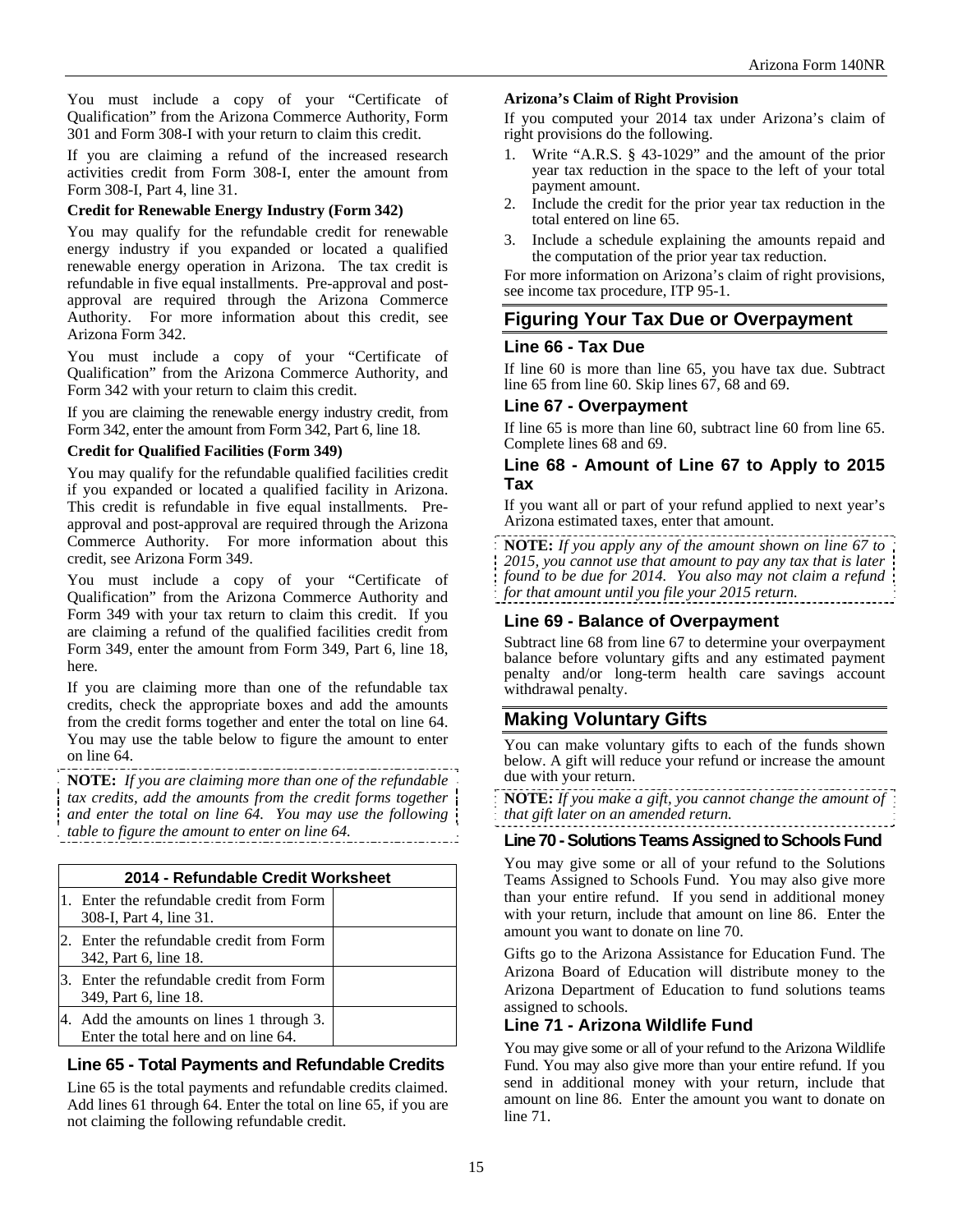You must include a copy of your "Certificate of Qualification" from the Arizona Commerce Authority, Form 301 and Form 308-I with your return to claim this credit.

If you are claiming a refund of the increased research activities credit from Form 308-I, enter the amount from Form 308-I, Part 4, line 31.

**Credit for Renewable Energy Industry (Form 342)**

You may qualify for the refundable credit for renewable energy industry if you expanded or located a qualified renewable energy operation in Arizona. The tax credit is refundable in five equal installments. Pre-approval and post-approval are required through the Arizona Commerce Authority. For more information about this credit, see Arizona Form 342.

You must include a copy of your "Certificate of Qualification" from the Arizona Commerce Authority, and Form 342 with your return to claim this credit.

If you are claiming the renewable energy industry credit, from Form 342, enter the amount from Form 342, Part 6, line 18.

**Credit for Qualified Facilities (Form 349)**

You may qualify for the refundable qualified facilities credit if you expanded or located a qualified facility in Arizona. This credit is refundable in five equal installments. Pre-approval and post-approval are required through the Arizona Commerce Authority. For more information about this credit, see Arizona Form 349.

You must include a copy of your "Certificate of Qualification" from the Arizona Commerce Authority and Form 349 with your tax return to claim this credit. If you are claiming a refund of the qualified facilities credit from Form 349, enter the amount from Form 349, Part 6, line 18, here.

If you are claiming more than one of the refundable tax credits, check the appropriate boxes and add the amounts from the credit forms together and enter the total on line 64. You may use the table below to figure the amount to enter on line 64.

**NOTE:** *If you are claiming more than one of the refundable tax credits, add the amounts from the credit forms together and enter the total on line 64. You may use the following table to figure the amount to enter on line 64.*

| 2014 - Refundable Credit Worksheet | |
|---|---|
| 1. Enter the refundable credit from Form 308-I, Part 4, line 31. | |
| 2. Enter the refundable credit from Form 342, Part 6, line 18. | |
| 3. Enter the refundable credit from Form 349, Part 6, line 18. | |
| 4. Add the amounts on lines 1 through 3. Enter the total here and on line 64. | |

### Line 65 - Total Payments and Refundable Credits

Line 65 is the total payments and refundable credits claimed. Add lines 61 through 64. Enter the total on line 65, if you are not claiming the following refundable credit.

**Arizona's Claim of Right Provision**

If you computed your 2014 tax under Arizona's claim of right provisions do the following.

1. Write "A.R.S. § 43-1029" and the amount of the prior year tax reduction in the space to the left of your total payment amount.
2. Include the credit for the prior year tax reduction in the total entered on line 65.
3. Include a schedule explaining the amounts repaid and the computation of the prior year tax reduction.

For more information on Arizona's claim of right provisions, see income tax procedure, ITP 95-1.

## Figuring Your Tax Due or Overpayment

### Line 66 - Tax Due

If line 60 is more than line 65, you have tax due. Subtract line 65 from line 60. Skip lines 67, 68 and 69.

### Line 67 - Overpayment

If line 65 is more than line 60, subtract line 60 from line 65. Complete lines 68 and 69.

### Line 68 - Amount of Line 67 to Apply to 2015 Tax

If you want all or part of your refund applied to next year's Arizona estimated taxes, enter that amount.

**NOTE:** *If you apply any of the amount shown on line 67 to 2015, you cannot use that amount to pay any tax that is later found to be due for 2014. You also may not claim a refund for that amount until you file your 2015 return.*

### Line 69 - Balance of Overpayment

Subtract line 68 from line 67 to determine your overpayment balance before voluntary gifts and any estimated payment penalty and/or long-term health care savings account withdrawal penalty.

## Making Voluntary Gifts

You can make voluntary gifts to each of the funds shown below. A gift will reduce your refund or increase the amount due with your return.

**NOTE:** *If you make a gift, you cannot change the amount of that gift later on an amended return.*

### Line 70 - Solutions Teams Assigned to Schools Fund

You may give some or all of your refund to the Solutions Teams Assigned to Schools Fund. You may also give more than your entire refund. If you send in additional money with your return, include that amount on line 86. Enter the amount you want to donate on line 70.

Gifts go to the Arizona Assistance for Education Fund. The Arizona Board of Education will distribute money to the Arizona Department of Education to fund solutions teams assigned to schools.

### Line 71 - Arizona Wildlife Fund

You may give some or all of your refund to the Arizona Wildlife Fund. You may also give more than your entire refund. If you send in additional money with your return, include that amount on line 86. Enter the amount you want to donate on line 71.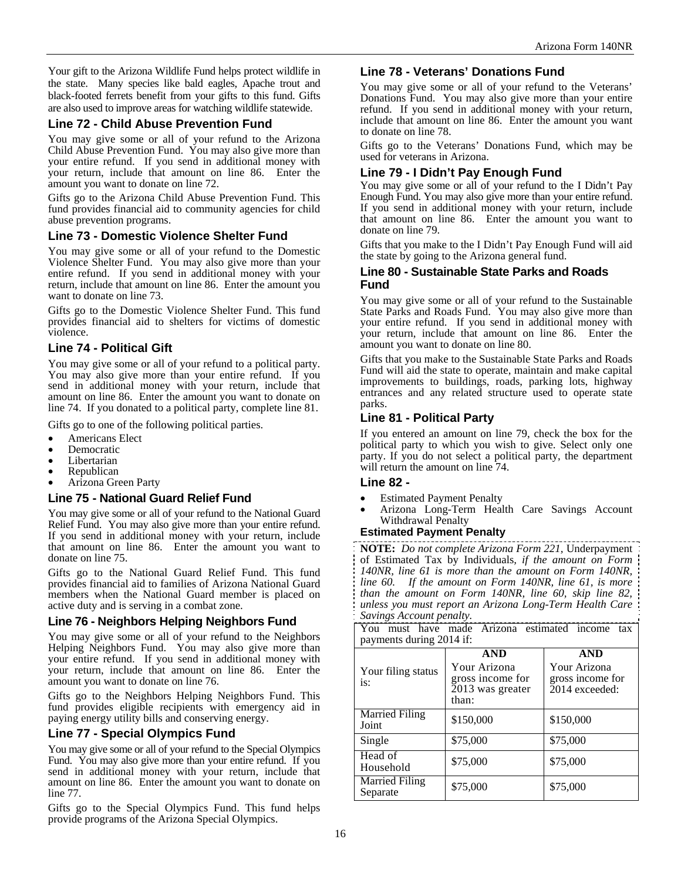Your gift to the Arizona Wildlife Fund helps protect wildlife in the state. Many species like bald eagles, Apache trout and black-footed ferrets benefit from your gifts to this fund. Gifts are also used to improve areas for watching wildlife statewide.

### Line 72 - Child Abuse Prevention Fund

You may give some or all of your refund to the Arizona Child Abuse Prevention Fund. You may also give more than your entire refund. If you send in additional money with your return, include that amount on line 86. Enter the amount you want to donate on line 72.

Gifts go to the Arizona Child Abuse Prevention Fund. This fund provides financial aid to community agencies for child abuse prevention programs.

### Line 73 - Domestic Violence Shelter Fund

You may give some or all of your refund to the Domestic Violence Shelter Fund. You may also give more than your entire refund. If you send in additional money with your return, include that amount on line 86. Enter the amount you want to donate on line 73.

Gifts go to the Domestic Violence Shelter Fund. This fund provides financial aid to shelters for victims of domestic violence.

### Line 74 - Political Gift

You may give some or all of your refund to a political party. You may also give more than your entire refund. If you send in additional money with your return, include that amount on line 86. Enter the amount you want to donate on line 74. If you donated to a political party, complete line 81.

Gifts go to one of the following political parties.

- Americans Elect
- Democratic
- Libertarian
- Republican
- Arizona Green Party

### Line 75 - National Guard Relief Fund

You may give some or all of your refund to the National Guard Relief Fund. You may also give more than your entire refund. If you send in additional money with your return, include that amount on line 86. Enter the amount you want to donate on line 75.

Gifts go to the National Guard Relief Fund. This fund provides financial aid to families of Arizona National Guard members when the National Guard member is placed on active duty and is serving in a combat zone.

### Line 76 - Neighbors Helping Neighbors Fund

You may give some or all of your refund to the Neighbors Helping Neighbors Fund. You may also give more than your entire refund. If you send in additional money with your return, include that amount on line 86. Enter the amount you want to donate on line 76.

Gifts go to the Neighbors Helping Neighbors Fund. This fund provides eligible recipients with emergency aid in paying energy utility bills and conserving energy.

### Line 77 - Special Olympics Fund

You may give some or all of your refund to the Special Olympics Fund. You may also give more than your entire refund. If you send in additional money with your return, include that amount on line 86. Enter the amount you want to donate on line 77.

Gifts go to the Special Olympics Fund. This fund helps provide programs of the Arizona Special Olympics.

### Line 78 - Veterans' Donations Fund

You may give some or all of your refund to the Veterans' Donations Fund. You may also give more than your entire refund. If you send in additional money with your return, include that amount on line 86. Enter the amount you want to donate on line 78.

Gifts go to the Veterans' Donations Fund, which may be used for veterans in Arizona.

### Line 79 - I Didn't Pay Enough Fund

You may give some or all of your refund to the I Didn't Pay Enough Fund. You may also give more than your entire refund. If you send in additional money with your return, include that amount on line 86. Enter the amount you want to donate on line 79.

Gifts that you make to the I Didn't Pay Enough Fund will aid the state by going to the Arizona general fund.

### Line 80 - Sustainable State Parks and Roads Fund

You may give some or all of your refund to the Sustainable State Parks and Roads Fund. You may also give more than your entire refund. If you send in additional money with your return, include that amount on line 86. Enter the amount you want to donate on line 80.

Gifts that you make to the Sustainable State Parks and Roads Fund will aid the state to operate, maintain and make capital improvements to buildings, roads, parking lots, highway entrances and any related structure used to operate state parks.

### Line 81 - Political Party

If you entered an amount on line 79, check the box for the political party to which you wish to give. Select only one party. If you do not select a political party, the department will return the amount on line 74.

### Line 82 -

- Estimated Payment Penalty
- Arizona Long-Term Health Care Savings Account Withdrawal Penalty

#### Estimated Payment Penalty

**NOTE:** *Do not complete Arizona Form 221,* Underpayment of Estimated Tax by Individuals, *if the amount on Form 140NR, line 61 is more than the amount on Form 140NR, line 60. If the amount on Form 140NR, line 61, is more than the amount on Form 140NR, line 60, skip line 82, unless you must report an Arizona Long-Term Health Care Savings Account penalty.*

You must have made Arizona estimated income tax payments during 2014 if:

| Your filing status is: | **AND** Your Arizona gross income for 2013 was greater than: | **AND** Your Arizona gross income for 2014 exceeded: |
|---|---|---|
| Married Filing Joint | $150,000 | $150,000 |
| Single | $75,000 | $75,000 |
| Head of Household | $75,000 | $75,000 |
| Married Filing Separate | $75,000 | $75,000 |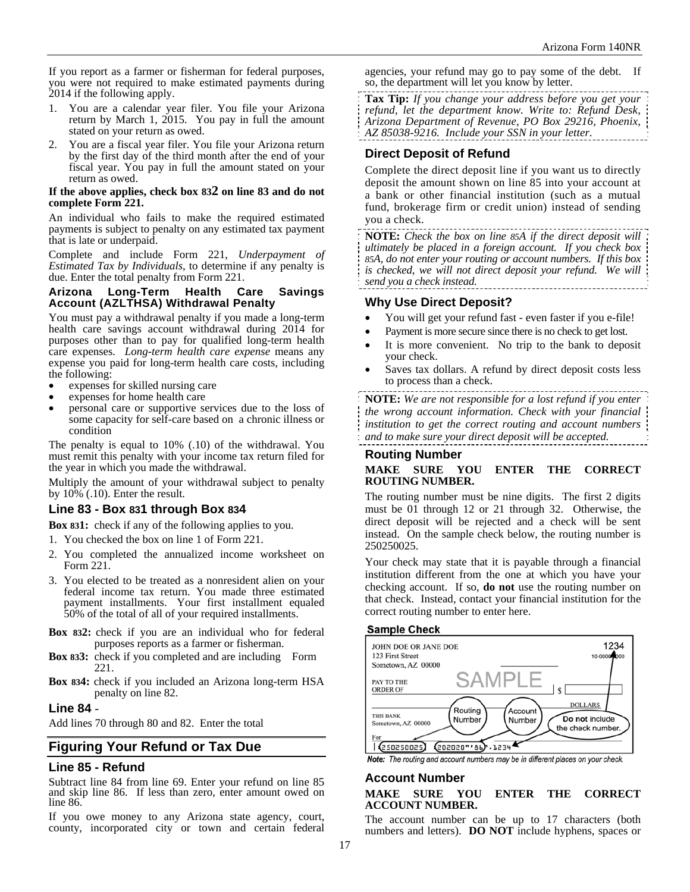If you report as a farmer or fisherman for federal purposes, you were not required to make estimated payments during 2014 if the following apply.

1. You are a calendar year filer. You file your Arizona return by March 1, 2015. You pay in full the amount stated on your return as owed.
2. You are a fiscal year filer. You file your Arizona return by the first day of the third month after the end of your fiscal year. You pay in full the amount stated on your return as owed.

**If the above applies, check box 832 on line 83 and do not complete Form 221.**

An individual who fails to make the required estimated payments is subject to penalty on any estimated tax payment that is late or underpaid.

Complete and include Form 221, *Underpayment of Estimated Tax by Individuals*, to determine if any penalty is due. Enter the total penalty from Form 221.

### Arizona Long-Term Health Care Savings Account (AZLTHSA) Withdrawal Penalty

You must pay a withdrawal penalty if you made a long-term health care savings account withdrawal during 2014 for purposes other than to pay for qualified long-term health care expenses. *Long-term health care expense* means any expense you paid for long-term health care costs, including the following:

- expenses for skilled nursing care
- expenses for home health care
- personal care or supportive services due to the loss of some capacity for self-care based on a chronic illness or condition

The penalty is equal to 10% (.10) of the withdrawal. You must remit this penalty with your income tax return filed for the year in which you made the withdrawal.

Multiply the amount of your withdrawal subject to penalty by 10% (.10). Enter the result.

### Line 83 - Box 831 through Box 834

**Box 831:** check if any of the following applies to you.

1. You checked the box on line 1 of Form 221.
2. You completed the annualized income worksheet on Form 221.
3. You elected to be treated as a nonresident alien on your federal income tax return. You made three estimated payment installments. Your first installment equaled 50% of the total of all of your required installments.

**Box 832:** check if you are an individual who for federal purposes reports as a farmer or fisherman.

**Box 833:** check if you completed and are including Form 221.

**Box 834:** check if you included an Arizona long-term HSA penalty on line 82.

### Line 84 -

Add lines 70 through 80 and 82. Enter the total

## Figuring Your Refund or Tax Due

### Line 85 - Refund

Subtract line 84 from line 69. Enter your refund on line 85 and skip line 86. If less than zero, enter amount owed on line 86.

If you owe money to any Arizona state agency, court, county, incorporated city or town and certain federal agencies, your refund may go to pay some of the debt. If so, the department will let you know by letter.

**Tax Tip:** *If you change your address before you get your refund, let the department know. Write to: Refund Desk, Arizona Department of Revenue, PO Box 29216, Phoenix, AZ 85038-9216. Include your SSN in your letter.*

### Direct Deposit of Refund

Complete the direct deposit line if you want us to directly deposit the amount shown on line 85 into your account at a bank or other financial institution (such as a mutual fund, brokerage firm or credit union) instead of sending you a check.

**NOTE:** *Check the box on line 85A if the direct deposit will ultimately be placed in a foreign account. If you check box 85A, do not enter your routing or account numbers. If this box is checked, we will not direct deposit your refund. We will send you a check instead.*

### Why Use Direct Deposit?

- You will get your refund fast - even faster if you e-file!
- Payment is more secure since there is no check to get lost.
- It is more convenient. No trip to the bank to deposit your check.
- Saves tax dollars. A refund by direct deposit costs less to process than a check.

**NOTE:** *We are not responsible for a lost refund if you enter the wrong account information. Check with your financial institution to get the correct routing and account numbers and to make sure your direct deposit will be accepted.*

### Routing Number

**MAKE SURE YOU ENTER THE CORRECT ROUTING NUMBER.**

The routing number must be nine digits. The first 2 digits must be 01 through 12 or 21 through 32. Otherwise, the direct deposit will be rejected and a check will be sent instead. On the sample check below, the routing number is 250250025.

Your check may state that it is payable through a financial institution different from the one at which you have your checking account. If so, **do not** use the routing number on that check. Instead, contact your financial institution for the correct routing number to enter here.

**Sample Check**

JOHN DOE OR JANE DOE
123 First Street
Sometown, AZ 00000

1234

10-0000/0000

SAMPLE

PAY TO THE ORDER OF $

DOLLARS

THIS BANK
Sometown, AZ 00000

For

Routing Number — Account Number — **Do not** include the check number.

250250025 202020"'86" 1234

*Note: The routing and account numbers may be in different places on your check.*

### Account Number

**MAKE SURE YOU ENTER THE CORRECT ACCOUNT NUMBER.**

The account number can be up to 17 characters (both numbers and letters). **DO NOT** include hyphens, spaces or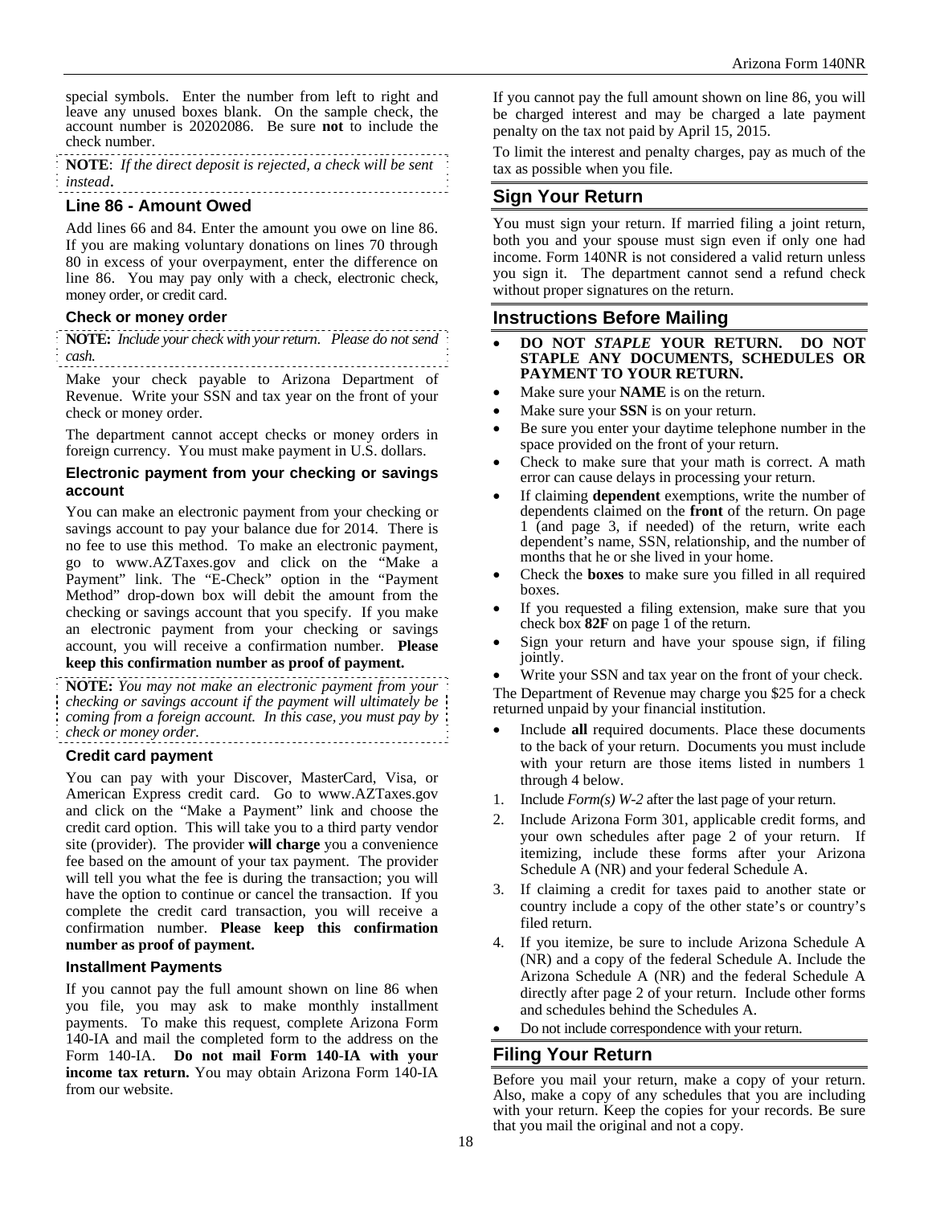special symbols. Enter the number from left to right and leave any unused boxes blank. On the sample check, the account number is 20202086. Be sure **not** to include the check number.

**NOTE**: *If the direct deposit is rejected, a check will be sent instead*.

### Line 86 - Amount Owed

Add lines 66 and 84. Enter the amount you owe on line 86. If you are making voluntary donations on lines 70 through 80 in excess of your overpayment, enter the difference on line 86. You may pay only with a check, electronic check, money order, or credit card.

#### Check or money order

**NOTE:** *Include your check with your return. Please do not send cash.*

Make your check payable to Arizona Department of Revenue. Write your SSN and tax year on the front of your check or money order.

The department cannot accept checks or money orders in foreign currency. You must make payment in U.S. dollars.

#### Electronic payment from your checking or savings account

You can make an electronic payment from your checking or savings account to pay your balance due for 2014. There is no fee to use this method. To make an electronic payment, go to www.AZTaxes.gov and click on the "Make a Payment" link. The "E-Check" option in the "Payment Method" drop-down box will debit the amount from the checking or savings account that you specify. If you make an electronic payment from your checking or savings account, you will receive a confirmation number. **Please keep this confirmation number as proof of payment.**

**NOTE:** *You may not make an electronic payment from your checking or savings account if the payment will ultimately be coming from a foreign account. In this case, you must pay by check or money order.*

#### Credit card payment

You can pay with your Discover, MasterCard, Visa, or American Express credit card. Go to www.AZTaxes.gov and click on the "Make a Payment" link and choose the credit card option. This will take you to a third party vendor site (provider). The provider **will charge** you a convenience fee based on the amount of your tax payment. The provider will tell you what the fee is during the transaction; you will have the option to continue or cancel the transaction. If you complete the credit card transaction, you will receive a confirmation number. **Please keep this confirmation number as proof of payment.**

#### Installment Payments

If you cannot pay the full amount shown on line 86 when you file, you may ask to make monthly installment payments. To make this request, complete Arizona Form 140-IA and mail the completed form to the address on the Form 140-IA. **Do not mail Form 140-IA with your income tax return.** You may obtain Arizona Form 140-IA from our website.

If you cannot pay the full amount shown on line 86, you will be charged interest and may be charged a late payment penalty on the tax not paid by April 15, 2015.

To limit the interest and penalty charges, pay as much of the tax as possible when you file.

## Sign Your Return

You must sign your return. If married filing a joint return, both you and your spouse must sign even if only one had income. Form 140NR is not considered a valid return unless you sign it. The department cannot send a refund check without proper signatures on the return.

## Instructions Before Mailing

- **DO NOT *STAPLE* YOUR RETURN. DO NOT STAPLE ANY DOCUMENTS, SCHEDULES OR PAYMENT TO YOUR RETURN.**
- Make sure your **NAME** is on the return.
- Make sure your **SSN** is on your return.
- Be sure you enter your daytime telephone number in the space provided on the front of your return.
- Check to make sure that your math is correct. A math error can cause delays in processing your return.
- If claiming **dependent** exemptions, write the number of dependents claimed on the **front** of the return. On page 1 (and page 3, if needed) of the return, write each dependent's name, SSN, relationship, and the number of months that he or she lived in your home.
- Check the **boxes** to make sure you filled in all required boxes.
- If you requested a filing extension, make sure that you check box **82F** on page 1 of the return.
- Sign your return and have your spouse sign, if filing jointly.
- Write your SSN and tax year on the front of your check.

The Department of Revenue may charge you $25 for a check returned unpaid by your financial institution.

- Include **all** required documents. Place these documents to the back of your return. Documents you must include with your return are those items listed in numbers 1 through 4 below.

1. Include *Form(s) W-2* after the last page of your return.
2. Include Arizona Form 301, applicable credit forms, and your own schedules after page 2 of your return. If itemizing, include these forms after your Arizona Schedule A (NR) and your federal Schedule A.
3. If claiming a credit for taxes paid to another state or country include a copy of the other state's or country's filed return.
4. If you itemize, be sure to include Arizona Schedule A (NR) and a copy of the federal Schedule A. Include the Arizona Schedule A (NR) and the federal Schedule A directly after page 2 of your return. Include other forms and schedules behind the Schedules A.

- Do not include correspondence with your return.

## Filing Your Return

Before you mail your return, make a copy of your return. Also, make a copy of any schedules that you are including with your return. Keep the copies for your records. Be sure that you mail the original and not a copy.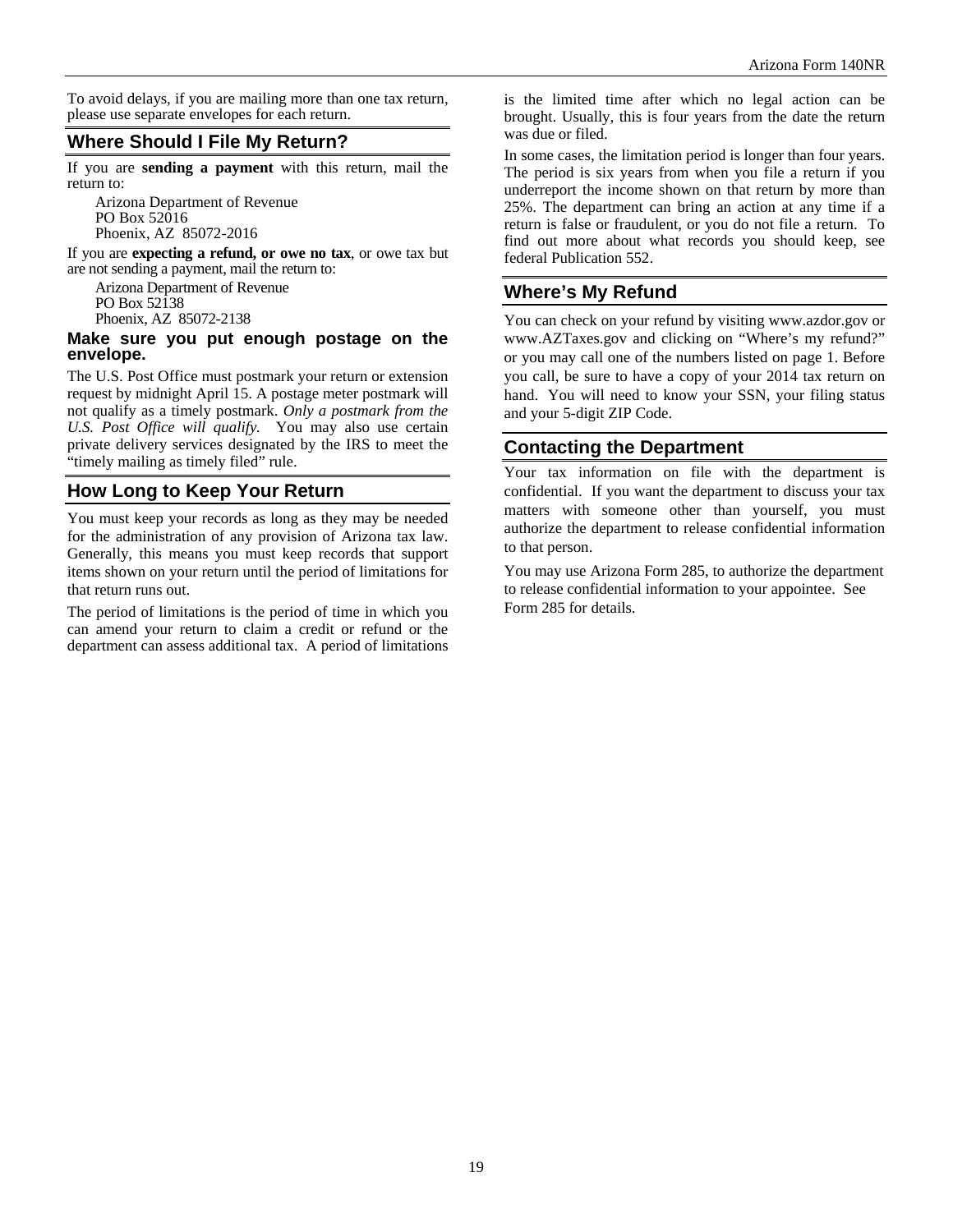To avoid delays, if you are mailing more than one tax return, please use separate envelopes for each return.

## Where Should I File My Return?

If you are **sending a payment** with this return, mail the return to:

Arizona Department of Revenue
PO Box 52016
Phoenix, AZ 85072-2016

If you are **expecting a refund, or owe no tax**, or owe tax but are not sending a payment, mail the return to:

Arizona Department of Revenue
PO Box 52138
Phoenix, AZ 85072-2138

**Make sure you put enough postage on the envelope.**

The U.S. Post Office must postmark your return or extension request by midnight April 15. A postage meter postmark will not qualify as a timely postmark. *Only a postmark from the U.S. Post Office will qualify.* You may also use certain private delivery services designated by the IRS to meet the "timely mailing as timely filed" rule.

## How Long to Keep Your Return

You must keep your records as long as they may be needed for the administration of any provision of Arizona tax law. Generally, this means you must keep records that support items shown on your return until the period of limitations for that return runs out.

The period of limitations is the period of time in which you can amend your return to claim a credit or refund or the department can assess additional tax. A period of limitations is the limited time after which no legal action can be brought. Usually, this is four years from the date the return was due or filed.

In some cases, the limitation period is longer than four years. The period is six years from when you file a return if you underreport the income shown on that return by more than 25%. The department can bring an action at any time if a return is false or fraudulent, or you do not file a return. To find out more about what records you should keep, see federal Publication 552.

## Where's My Refund

You can check on your refund by visiting www.azdor.gov or www.AZTaxes.gov and clicking on "Where's my refund?" or you may call one of the numbers listed on page 1. Before you call, be sure to have a copy of your 2014 tax return on hand. You will need to know your SSN, your filing status and your 5-digit ZIP Code.

## Contacting the Department

Your tax information on file with the department is confidential. If you want the department to discuss your tax matters with someone other than yourself, you must authorize the department to release confidential information to that person.

You may use Arizona Form 285, to authorize the department to release confidential information to your appointee. See Form 285 for details.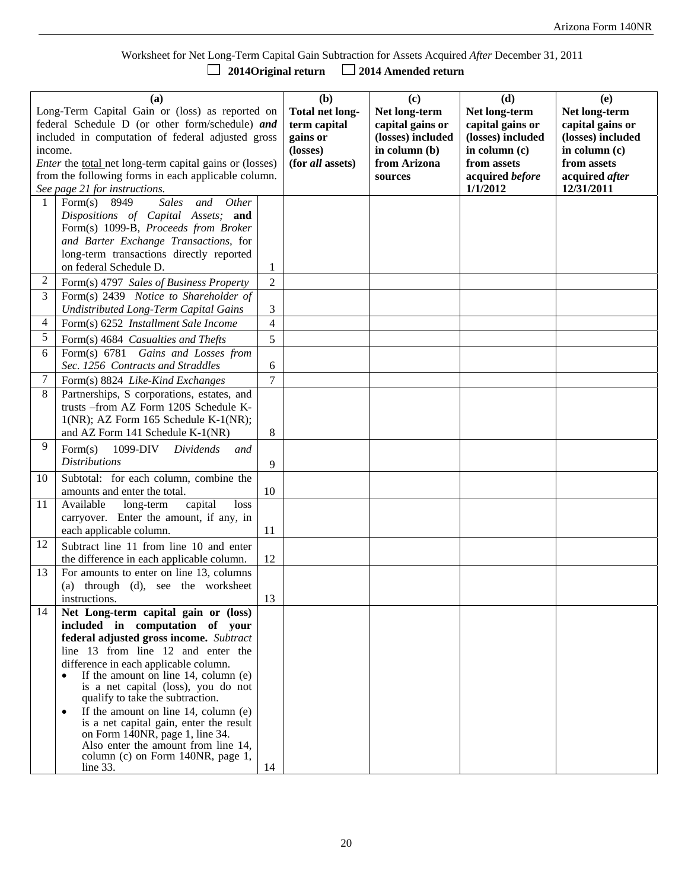Worksheet for Net Long-Term Capital Gain Subtraction for Assets Acquired *After* December 31, 2011

☐ **2014Original return** ☐ **2014 Amended return**

| (a) Long-Term Capital Gain or (loss) as reported on federal Schedule D (or other form/schedule) ***and*** included in computation of federal adjusted gross income. *Enter* the total net long-term capital gains or (losses) from the following forms in each applicable column. *See page 21 for instructions.* | | | (b) **Total net long-term capital gains or (losses) (for *all* assets)** | (c) **Net long-term capital gains or (losses) included in column (b) from Arizona sources** | (d) **Net long-term capital gains or (losses) included in column (c) from assets acquired *before* 1/1/2012** | (e) **Net long-term capital gains or (losses) included in column (c) from assets acquired *after* 12/31/2011** |
|---|---|---|---|---|---|---|
| 1 | Form(s) 8949 *Sales and Other Dispositions of Capital Assets;* **and** Form(s) 1099-B, *Proceeds from Broker and Barter Exchange Transactions,* for long-term transactions directly reported on federal Schedule D. | 1 | | | | |
| 2 | Form(s) 4797 *Sales of Business Property* | 2 | | | | |
| 3 | Form(s) 2439 *Notice to Shareholder of Undistributed Long-Term Capital Gains* | 3 | | | | |
| 4 | Form(s) 6252 *Installment Sale Income* | 4 | | | | |
| 5 | Form(s) 4684 *Casualties and Thefts* | 5 | | | | |
| 6 | Form(s) 6781 *Gains and Losses from Sec. 1256 Contracts and Straddles* | 6 | | | | |
| 7 | Form(s) 8824 *Like-Kind Exchanges* | 7 | | | | |
| 8 | Partnerships, S corporations, estates, and trusts –from AZ Form 120S Schedule K-1(NR); AZ Form 165 Schedule K-1(NR); and AZ Form 141 Schedule K-1(NR) | 8 | | | | |
| 9 | Form(s) 1099-DIV *Dividends and Distributions* | 9 | | | | |
| 10 | Subtotal: for each column, combine the amounts and enter the total. | 10 | | | | |
| 11 | Available long-term capital loss carryover. Enter the amount, if any, in each applicable column. | 11 | | | | |
| 12 | Subtract line 11 from line 10 and enter the difference in each applicable column. | 12 | | | | |
| 13 | For amounts to enter on line 13, columns (a) through (d), see the worksheet instructions. | 13 | | | | |
| 14 | **Net Long-term capital gain or (loss) included in computation of your federal adjusted gross income.** *Subtract* line 13 from line 12 and enter the difference in each applicable column. • If the amount on line 14, column (e) is a net capital (loss), you do not qualify to take the subtraction. • If the amount on line 14, column (e) is a net capital gain, enter the result on Form 140NR, page 1, line 34. Also enter the amount from line 14, column (c) on Form 140NR, page 1, line 33. | 14 | | | | |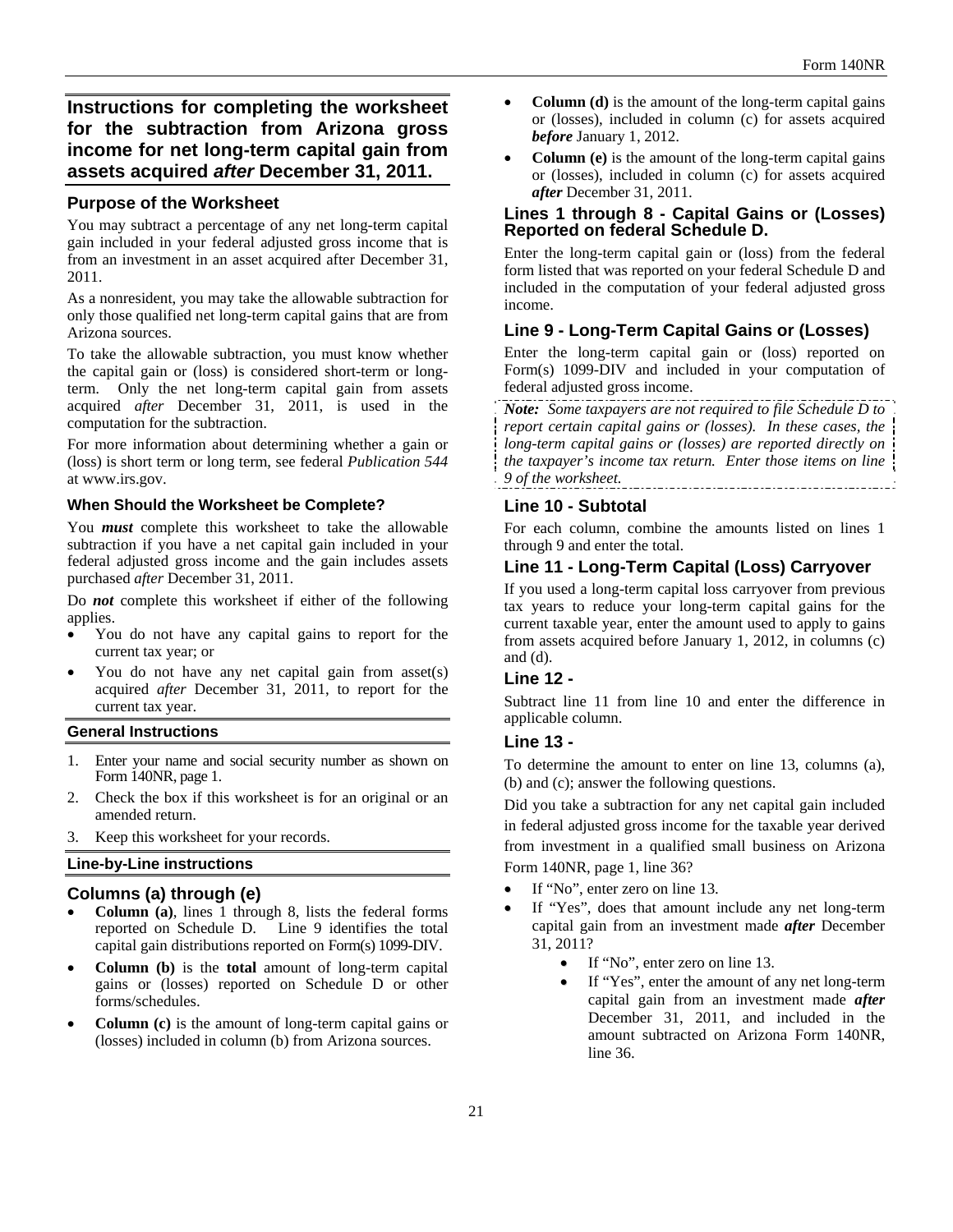## Instructions for completing the worksheet for the subtraction from Arizona gross income for net long-term capital gain from assets acquired *after* December 31, 2011.

### Purpose of the Worksheet

You may subtract a percentage of any net long-term capital gain included in your federal adjusted gross income that is from an investment in an asset acquired after December 31, 2011.

As a nonresident, you may take the allowable subtraction for only those qualified net long-term capital gains that are from Arizona sources.

To take the allowable subtraction, you must know whether the capital gain or (loss) is considered short-term or long-term. Only the net long-term capital gain from assets acquired *after* December 31, 2011, is used in the computation for the subtraction.

For more information about determining whether a gain or (loss) is short term or long term, see federal *Publication 544* at www.irs.gov.

#### When Should the Worksheet be Complete?

You ***must*** complete this worksheet to take the allowable subtraction if you have a net capital gain included in your federal adjusted gross income and the gain includes assets purchased *after* December 31, 2011.

Do ***not*** complete this worksheet if either of the following applies.

- You do not have any capital gains to report for the current tax year; or
- You do not have any net capital gain from asset(s) acquired *after* December 31, 2011, to report for the current tax year.

#### General Instructions

1. Enter your name and social security number as shown on Form 140NR, page 1.
2. Check the box if this worksheet is for an original or an amended return.
3. Keep this worksheet for your records.

#### Line-by-Line instructions

### Columns (a) through (e)

- **Column (a)**, lines 1 through 8, lists the federal forms reported on Schedule D. Line 9 identifies the total capital gain distributions reported on Form(s) 1099-DIV.
- **Column (b)** is the **total** amount of long-term capital gains or (losses) reported on Schedule D or other forms/schedules.
- **Column (c)** is the amount of long-term capital gains or (losses) included in column (b) from Arizona sources.
- **Column (d)** is the amount of the long-term capital gains or (losses), included in column (c) for assets acquired ***before*** January 1, 2012.
- **Column (e)** is the amount of the long-term capital gains or (losses), included in column (c) for assets acquired ***after*** December 31, 2011.

### Lines 1 through 8 - Capital Gains or (Losses) Reported on federal Schedule D.

Enter the long-term capital gain or (loss) from the federal form listed that was reported on your federal Schedule D and included in the computation of your federal adjusted gross income.

### Line 9 - Long-Term Capital Gains or (Losses)

Enter the long-term capital gain or (loss) reported on Form(s) 1099-DIV and included in your computation of federal adjusted gross income.

***Note:*** *Some taxpayers are not required to file Schedule D to report certain capital gains or (losses). In these cases, the long-term capital gains or (losses) are reported directly on the taxpayer's income tax return. Enter those items on line 9 of the worksheet.*

### Line 10 - Subtotal

For each column, combine the amounts listed on lines 1 through 9 and enter the total.

### Line 11 - Long-Term Capital (Loss) Carryover

If you used a long-term capital loss carryover from previous tax years to reduce your long-term capital gains for the current taxable year, enter the amount used to apply to gains from assets acquired before January 1, 2012, in columns (c) and (d).

### Line 12 -

Subtract line 11 from line 10 and enter the difference in applicable column.

### Line 13 -

To determine the amount to enter on line 13, columns (a), (b) and (c); answer the following questions.

Did you take a subtraction for any net capital gain included in federal adjusted gross income for the taxable year derived from investment in a qualified small business on Arizona Form 140NR, page 1, line 36?

- If "No", enter zero on line 13.
- If "Yes", does that amount include any net long-term capital gain from an investment made ***after*** December 31, 2011?
  - If "No", enter zero on line 13.
  - If "Yes", enter the amount of any net long-term capital gain from an investment made ***after*** December 31, 2011, and included in the amount subtracted on Arizona Form 140NR, line 36.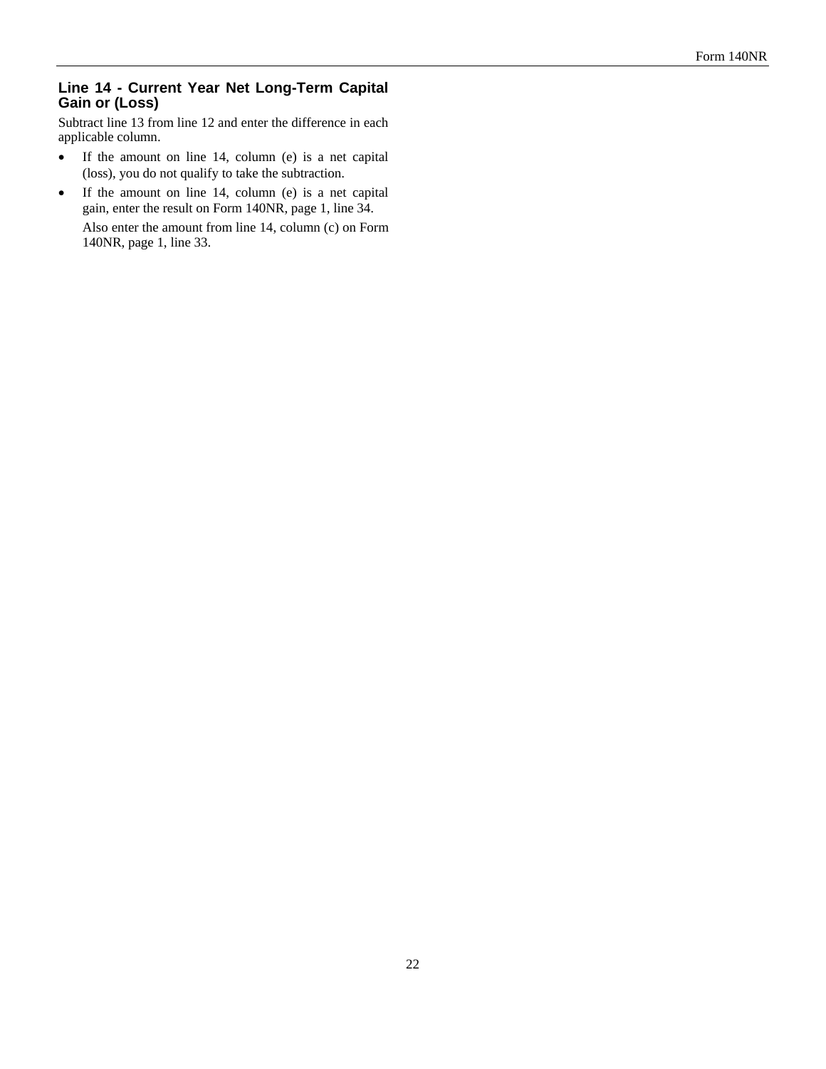### Line 14 - Current Year Net Long-Term Capital Gain or (Loss)

Subtract line 13 from line 12 and enter the difference in each applicable column.

- If the amount on line 14, column (e) is a net capital (loss), you do not qualify to take the subtraction.
- If the amount on line 14, column (e) is a net capital gain, enter the result on Form 140NR, page 1, line 34.

  Also enter the amount from line 14, column (c) on Form 140NR, page 1, line 33.